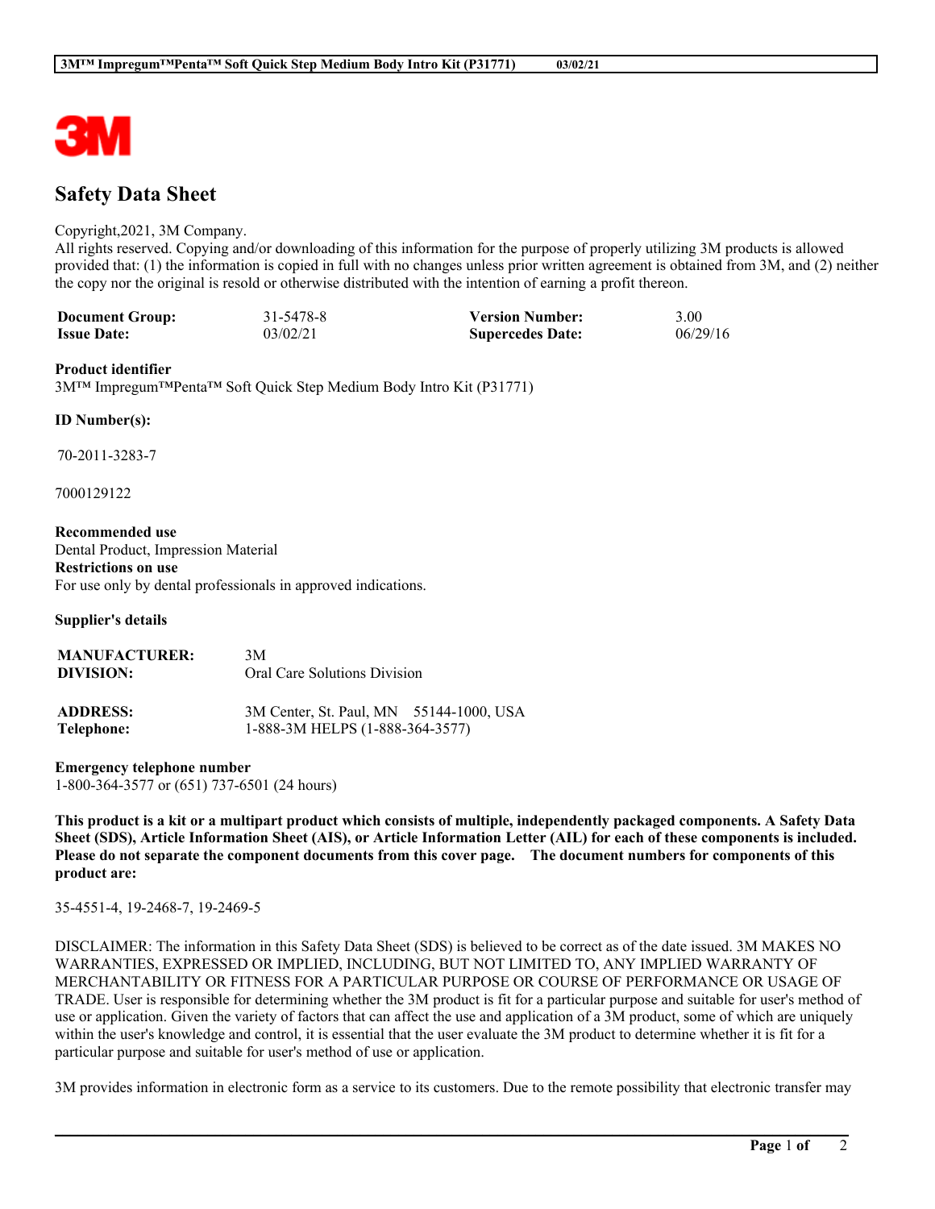# Safety Data Sheet

Copyright,2021, 3M Company.
All rights reserved. Copying and/or downloading of this information for the purpose of properly utilizing 3M products is allowed provided that: (1) the information is copied in full with no changes unless prior written agreement is obtained from 3M, and (2) neither the copy nor the original is resold or otherwise distributed with the intention of earning a profit thereon.

| | | | |
|---|---|---|---|
| **Document Group:** | 31-5478-8 | **Version Number:** | 3.00 |
| **Issue Date:** | 03/02/21 | **Supercedes Date:** | 06/29/16 |

**Product identifier**
3M™ Impregum™Penta™ Soft Quick Step Medium Body Intro Kit (P31771)

**ID Number(s):**

70-2011-3283-7

7000129122

**Recommended use**
Dental Product, Impression Material
**Restrictions on use**
For use only by dental professionals in approved indications.

**Supplier's details**

| | |
|---|---|
| **MANUFACTURER:** | 3M |
| **DIVISION:** | Oral Care Solutions Division |
| **ADDRESS:** | 3M Center, St. Paul, MN 55144-1000, USA |
| **Telephone:** | 1-888-3M HELPS (1-888-364-3577) |

**Emergency telephone number**
1-800-364-3577 or (651) 737-6501 (24 hours)

**This product is a kit or a multipart product which consists of multiple, independently packaged components. A Safety Data Sheet (SDS), Article Information Sheet (AIS), or Article Information Letter (AIL) for each of these components is included. Please do not separate the component documents from this cover page. The document numbers for components of this product are:**

35-4551-4, 19-2468-7, 19-2469-5

DISCLAIMER: The information in this Safety Data Sheet (SDS) is believed to be correct as of the date issued. 3M MAKES NO WARRANTIES, EXPRESSED OR IMPLIED, INCLUDING, BUT NOT LIMITED TO, ANY IMPLIED WARRANTY OF MERCHANTABILITY OR FITNESS FOR A PARTICULAR PURPOSE OR COURSE OF PERFORMANCE OR USAGE OF TRADE. User is responsible for determining whether the 3M product is fit for a particular purpose and suitable for user's method of use or application. Given the variety of factors that can affect the use and application of a 3M product, some of which are uniquely within the user's knowledge and control, it is essential that the user evaluate the 3M product to determine whether it is fit for a particular purpose and suitable for user's method of use or application.

3M provides information in electronic form as a service to its customers. Due to the remote possibility that electronic transfer may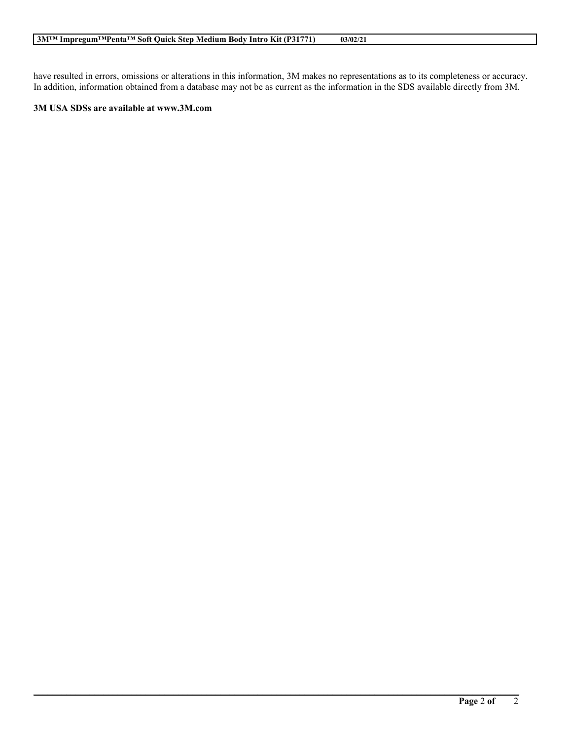have resulted in errors, omissions or alterations in this information, 3M makes no representations as to its completeness or accuracy. In addition, information obtained from a database may not be as current as the information in the SDS available directly from 3M.

**3M USA SDSs are available at www.3M.com**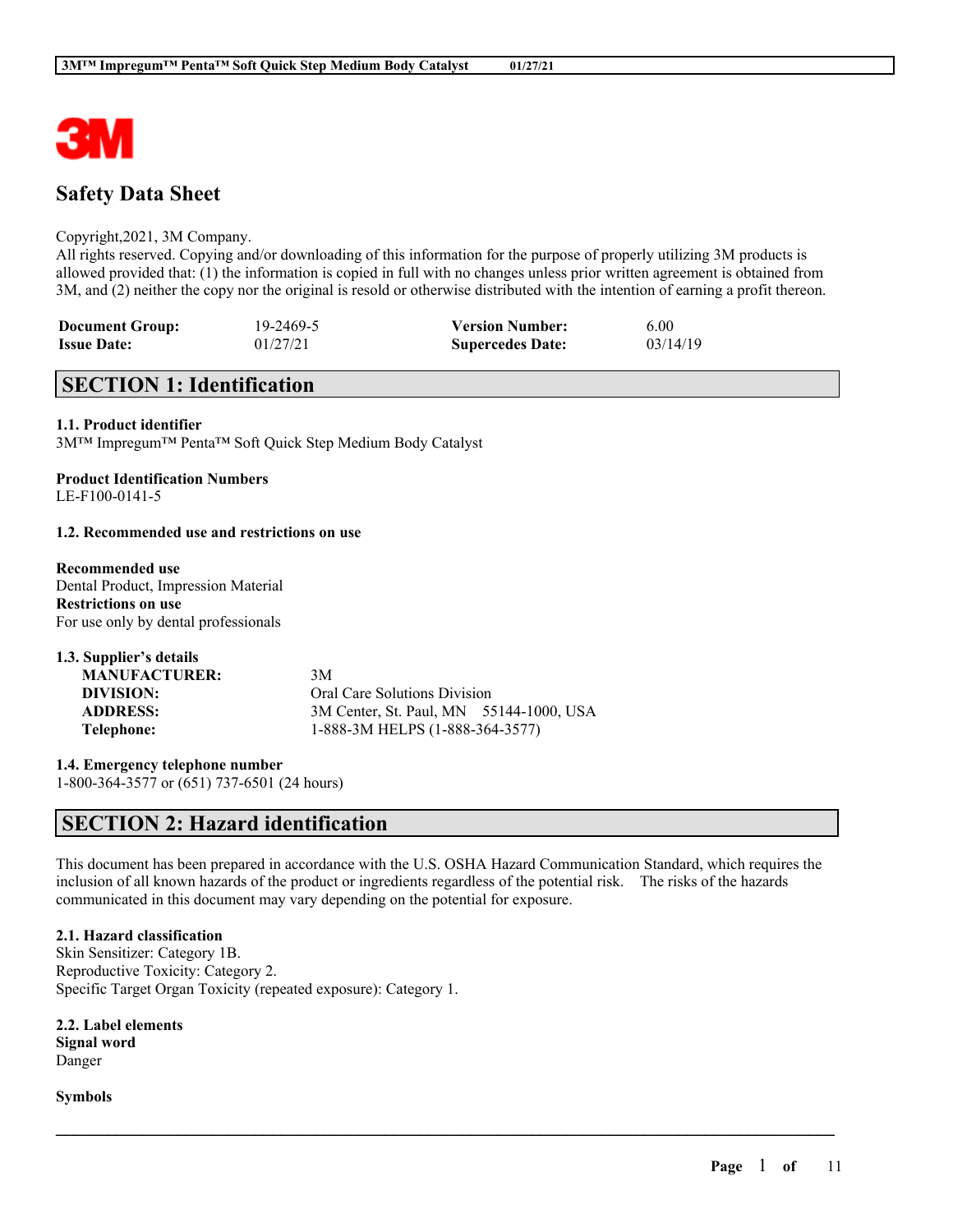# Safety Data Sheet

Copyright,2021, 3M Company.
All rights reserved. Copying and/or downloading of this information for the purpose of properly utilizing 3M products is allowed provided that: (1) the information is copied in full with no changes unless prior written agreement is obtained from 3M, and (2) neither the copy nor the original is resold or otherwise distributed with the intention of earning a profit thereon.

| | | | |
|---|---|---|---|
| **Document Group:** | 19-2469-5 | **Version Number:** | 6.00 |
| **Issue Date:** | 01/27/21 | **Supercedes Date:** | 03/14/19 |

## SECTION 1: Identification

**1.1. Product identifier**
3M™ Impregum™ Penta™ Soft Quick Step Medium Body Catalyst

**Product Identification Numbers**
LE-F100-0141-5

**1.2. Recommended use and restrictions on use**

**Recommended use**
Dental Product, Impression Material
**Restrictions on use**
For use only by dental professionals

**1.3. Supplier's details**

| | |
|---|---|
| **MANUFACTURER:** | 3M |
| **DIVISION:** | Oral Care Solutions Division |
| **ADDRESS:** | 3M Center, St. Paul, MN 55144-1000, USA |
| **Telephone:** | 1-888-3M HELPS (1-888-364-3577) |

**1.4. Emergency telephone number**
1-800-364-3577 or (651) 737-6501 (24 hours)

## SECTION 2: Hazard identification

This document has been prepared in accordance with the U.S. OSHA Hazard Communication Standard, which requires the inclusion of all known hazards of the product or ingredients regardless of the potential risk. The risks of the hazards communicated in this document may vary depending on the potential for exposure.

**2.1. Hazard classification**
Skin Sensitizer: Category 1B.
Reproductive Toxicity: Category 2.
Specific Target Organ Toxicity (repeated exposure): Category 1.

**2.2. Label elements**
**Signal word**
Danger

**Symbols**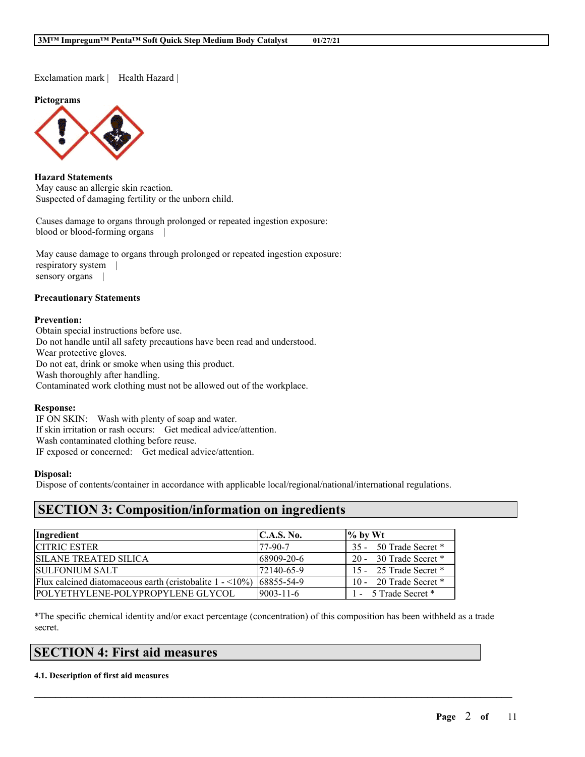Exclamation mark | Health Hazard |

**Pictograms**

**Hazard Statements**
May cause an allergic skin reaction.
Suspected of damaging fertility or the unborn child.

Causes damage to organs through prolonged or repeated ingestion exposure:
blood or blood-forming organs |

May cause damage to organs through prolonged or repeated ingestion exposure:
respiratory system |
sensory organs |

**Precautionary Statements**

**Prevention:**
Obtain special instructions before use.
Do not handle until all safety precautions have been read and understood.
Wear protective gloves.
Do not eat, drink or smoke when using this product.
Wash thoroughly after handling.
Contaminated work clothing must not be allowed out of the workplace.

**Response:**
IF ON SKIN: Wash with plenty of soap and water.
If skin irritation or rash occurs: Get medical advice/attention.
Wash contaminated clothing before reuse.
IF exposed or concerned: Get medical advice/attention.

**Disposal:**
Dispose of contents/container in accordance with applicable local/regional/national/international regulations.

## SECTION 3: Composition/information on ingredients

| Ingredient | C.A.S. No. | % by Wt |
|---|---|---|
| CITRIC ESTER | 77-90-7 | 35 - 50 Trade Secret * |
| SILANE TREATED SILICA | 68909-20-6 | 20 - 30 Trade Secret * |
| SULFONIUM SALT | 72140-65-9 | 15 - 25 Trade Secret * |
| Flux calcined diatomaceous earth (cristobalite 1 - <10%) | 68855-54-9 | 10 - 20 Trade Secret * |
| POLYETHYLENE-POLYPROPYLENE GLYCOL | 9003-11-6 | 1 - 5 Trade Secret * |

*The specific chemical identity and/or exact percentage (concentration) of this composition has been withheld as a trade secret.

## SECTION 4: First aid measures

**4.1. Description of first aid measures**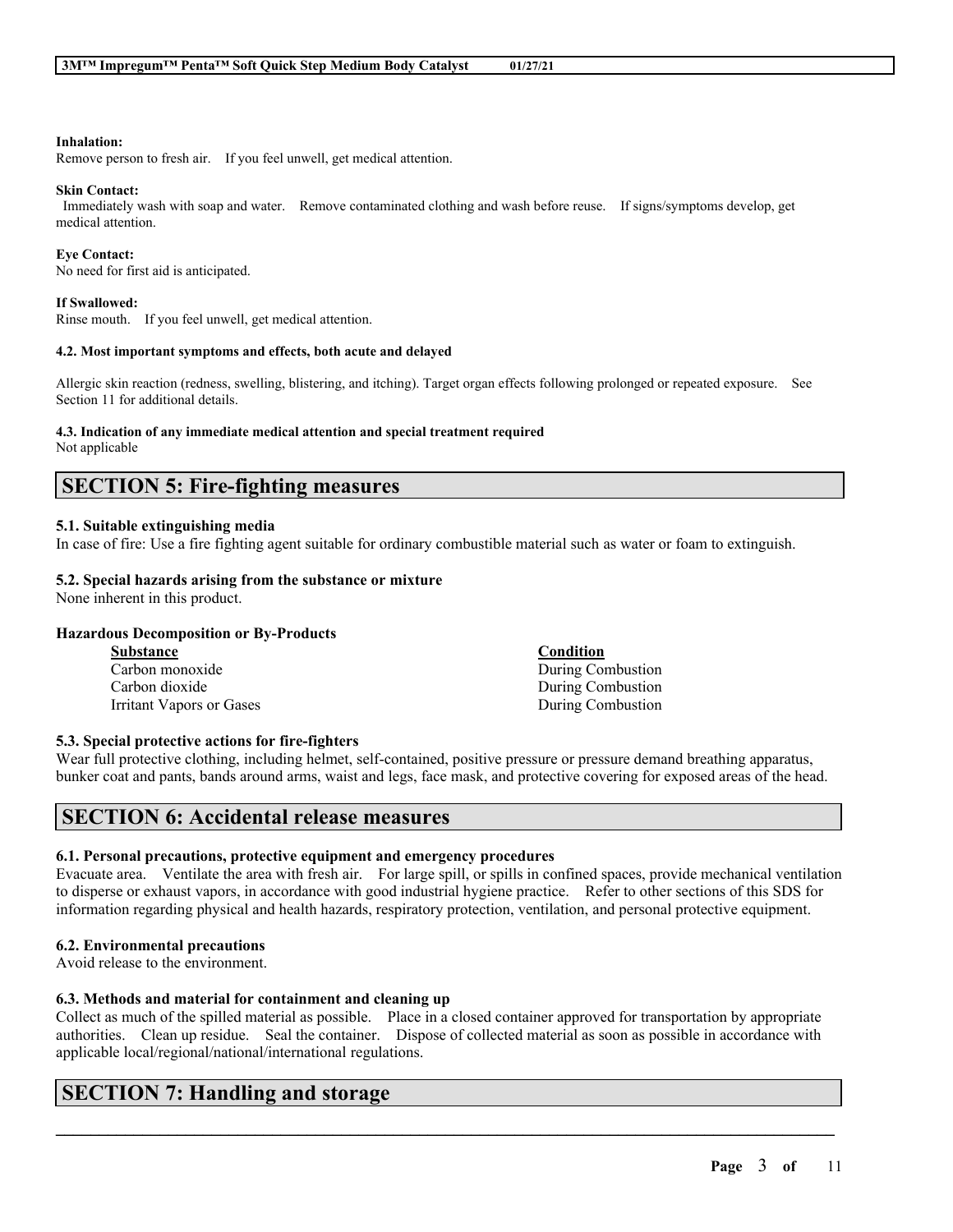**Inhalation:**
Remove person to fresh air. If you feel unwell, get medical attention.

**Skin Contact:**
Immediately wash with soap and water. Remove contaminated clothing and wash before reuse. If signs/symptoms develop, get medical attention.

**Eye Contact:**
No need for first aid is anticipated.

**If Swallowed:**
Rinse mouth. If you feel unwell, get medical attention.

**4.2. Most important symptoms and effects, both acute and delayed**

Allergic skin reaction (redness, swelling, blistering, and itching). Target organ effects following prolonged or repeated exposure. See Section 11 for additional details.

**4.3. Indication of any immediate medical attention and special treatment required**
Not applicable

# SECTION 5: Fire-fighting measures

**5.1. Suitable extinguishing media**
In case of fire: Use a fire fighting agent suitable for ordinary combustible material such as water or foam to extinguish.

**5.2. Special hazards arising from the substance or mixture**
None inherent in this product.

**Hazardous Decomposition or By-Products**

| Substance | Condition |
| --- | --- |
| Carbon monoxide | During Combustion |
| Carbon dioxide | During Combustion |
| Irritant Vapors or Gases | During Combustion |

**5.3. Special protective actions for fire-fighters**
Wear full protective clothing, including helmet, self-contained, positive pressure or pressure demand breathing apparatus, bunker coat and pants, bands around arms, waist and legs, face mask, and protective covering for exposed areas of the head.

# SECTION 6: Accidental release measures

**6.1. Personal precautions, protective equipment and emergency procedures**
Evacuate area. Ventilate the area with fresh air. For large spill, or spills in confined spaces, provide mechanical ventilation to disperse or exhaust vapors, in accordance with good industrial hygiene practice. Refer to other sections of this SDS for information regarding physical and health hazards, respiratory protection, ventilation, and personal protective equipment.

**6.2. Environmental precautions**
Avoid release to the environment.

**6.3. Methods and material for containment and cleaning up**
Collect as much of the spilled material as possible. Place in a closed container approved for transportation by appropriate authorities. Clean up residue. Seal the container. Dispose of collected material as soon as possible in accordance with applicable local/regional/national/international regulations.

# SECTION 7: Handling and storage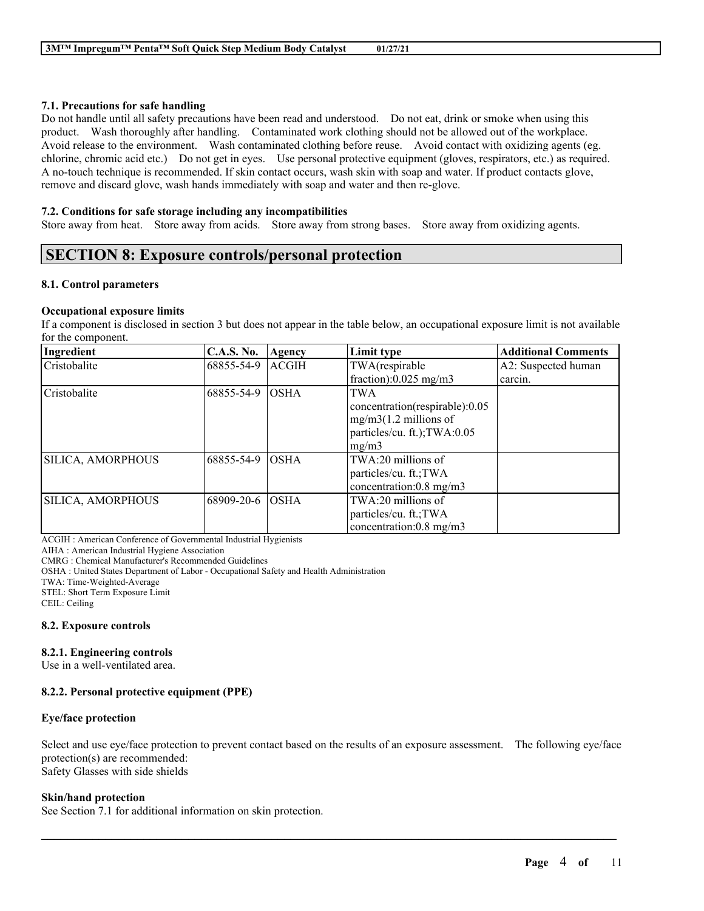### 7.1. Precautions for safe handling

Do not handle until all safety precautions have been read and understood. Do not eat, drink or smoke when using this product. Wash thoroughly after handling. Contaminated work clothing should not be allowed out of the workplace. Avoid release to the environment. Wash contaminated clothing before reuse. Avoid contact with oxidizing agents (eg. chlorine, chromic acid etc.) Do not get in eyes. Use personal protective equipment (gloves, respirators, etc.) as required. A no-touch technique is recommended. If skin contact occurs, wash skin with soap and water. If product contacts glove, remove and discard glove, wash hands immediately with soap and water and then re-glove.

### 7.2. Conditions for safe storage including any incompatibilities

Store away from heat. Store away from acids. Store away from strong bases. Store away from oxidizing agents.

## SECTION 8: Exposure controls/personal protection

### 8.1. Control parameters

**Occupational exposure limits**

If a component is disclosed in section 3 but does not appear in the table below, an occupational exposure limit is not available for the component.

| Ingredient | C.A.S. No. | Agency | Limit type | Additional Comments |
|---|---|---|---|---|
| Cristobalite | 68855-54-9 | ACGIH | TWA(respirable fraction):0.025 mg/m3 | A2: Suspected human carcin. |
| Cristobalite | 68855-54-9 | OSHA | TWA concentration(respirable):0.05 mg/m3(1.2 millions of particles/cu. ft.);TWA:0.05 mg/m3 | |
| SILICA, AMORPHOUS | 68855-54-9 | OSHA | TWA:20 millions of particles/cu. ft.;TWA concentration:0.8 mg/m3 | |
| SILICA, AMORPHOUS | 68909-20-6 | OSHA | TWA:20 millions of particles/cu. ft.;TWA concentration:0.8 mg/m3 | |

ACGIH : American Conference of Governmental Industrial Hygienists
AIHA : American Industrial Hygiene Association
CMRG : Chemical Manufacturer's Recommended Guidelines
OSHA : United States Department of Labor - Occupational Safety and Health Administration
TWA: Time-Weighted-Average
STEL: Short Term Exposure Limit
CEIL: Ceiling

### 8.2. Exposure controls

#### 8.2.1. Engineering controls

Use in a well-ventilated area.

#### 8.2.2. Personal protective equipment (PPE)

**Eye/face protection**

Select and use eye/face protection to prevent contact based on the results of an exposure assessment. The following eye/face protection(s) are recommended:
Safety Glasses with side shields

**Skin/hand protection**

See Section 7.1 for additional information on skin protection.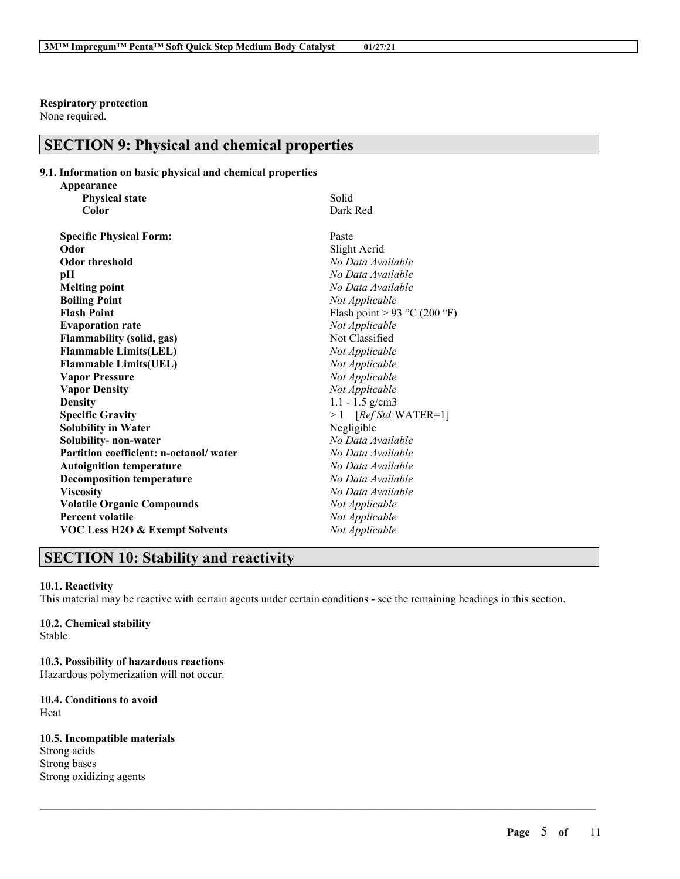**Respiratory protection**
None required.

## SECTION 9: Physical and chemical properties

### 9.1. Information on basic physical and chemical properties

| Property | Value |
|---|---|
| **Appearance** | |
| **Physical state** | Solid |
| **Color** | Dark Red |
| **Specific Physical Form:** | Paste |
| **Odor** | Slight Acrid |
| **Odor threshold** | *No Data Available* |
| **pH** | *No Data Available* |
| **Melting point** | *No Data Available* |
| **Boiling Point** | *Not Applicable* |
| **Flash Point** | Flash point > 93 °C (200 °F) |
| **Evaporation rate** | *Not Applicable* |
| **Flammability (solid, gas)** | Not Classified |
| **Flammable Limits(LEL)** | *Not Applicable* |
| **Flammable Limits(UEL)** | *Not Applicable* |
| **Vapor Pressure** | *Not Applicable* |
| **Vapor Density** | *Not Applicable* |
| **Density** | 1.1 - 1.5 g/cm3 |
| **Specific Gravity** | > 1 [*Ref Std:*WATER=1] |
| **Solubility in Water** | Negligible |
| **Solubility- non-water** | *No Data Available* |
| **Partition coefficient: n-octanol/ water** | *No Data Available* |
| **Autoignition temperature** | *No Data Available* |
| **Decomposition temperature** | *No Data Available* |
| **Viscosity** | *No Data Available* |
| **Volatile Organic Compounds** | *Not Applicable* |
| **Percent volatile** | *Not Applicable* |
| **VOC Less H2O & Exempt Solvents** | *Not Applicable* |

## SECTION 10: Stability and reactivity

**10.1. Reactivity**
This material may be reactive with certain agents under certain conditions - see the remaining headings in this section.

**10.2. Chemical stability**
Stable.

**10.3. Possibility of hazardous reactions**
Hazardous polymerization will not occur.

**10.4. Conditions to avoid**
Heat

**10.5. Incompatible materials**
Strong acids
Strong bases
Strong oxidizing agents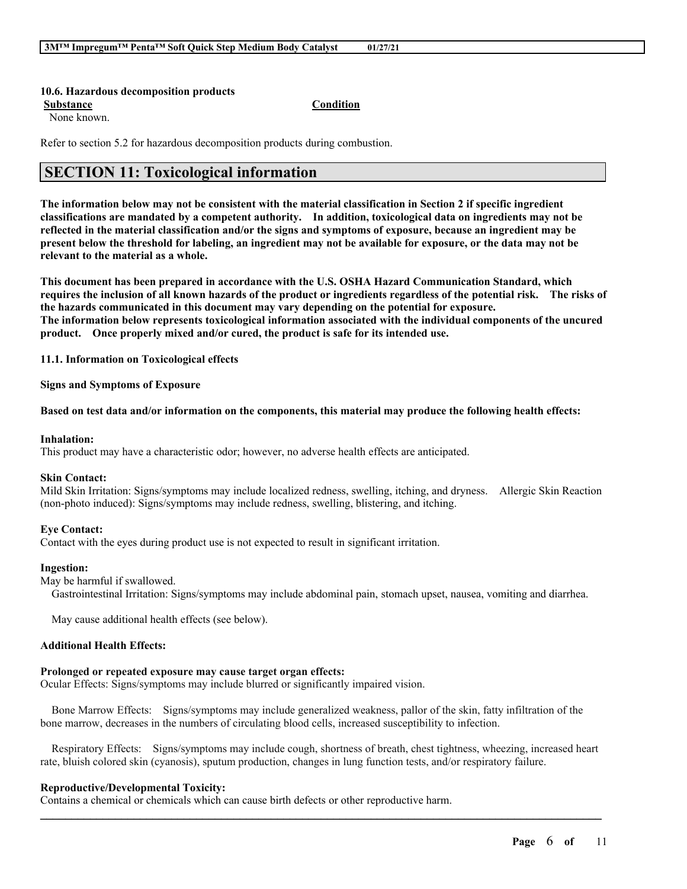**10.6. Hazardous decomposition products**

| Substance | Condition |
| --- | --- |
| None known. | |

Refer to section 5.2 for hazardous decomposition products during combustion.

## SECTION 11: Toxicological information

**The information below may not be consistent with the material classification in Section 2 if specific ingredient classifications are mandated by a competent authority. In addition, toxicological data on ingredients may not be reflected in the material classification and/or the signs and symptoms of exposure, because an ingredient may be present below the threshold for labeling, an ingredient may not be available for exposure, or the data may not be relevant to the material as a whole.**

**This document has been prepared in accordance with the U.S. OSHA Hazard Communication Standard, which requires the inclusion of all known hazards of the product or ingredients regardless of the potential risk. The risks of the hazards communicated in this document may vary depending on the potential for exposure.**
**The information below represents toxicological information associated with the individual components of the uncured product. Once properly mixed and/or cured, the product is safe for its intended use.**

**11.1. Information on Toxicological effects**

**Signs and Symptoms of Exposure**

**Based on test data and/or information on the components, this material may produce the following health effects:**

**Inhalation:**
This product may have a characteristic odor; however, no adverse health effects are anticipated.

**Skin Contact:**
Mild Skin Irritation: Signs/symptoms may include localized redness, swelling, itching, and dryness. Allergic Skin Reaction (non-photo induced): Signs/symptoms may include redness, swelling, blistering, and itching.

**Eye Contact:**
Contact with the eyes during product use is not expected to result in significant irritation.

**Ingestion:**
May be harmful if swallowed.
Gastrointestinal Irritation: Signs/symptoms may include abdominal pain, stomach upset, nausea, vomiting and diarrhea.

May cause additional health effects (see below).

**Additional Health Effects:**

**Prolonged or repeated exposure may cause target organ effects:**
Ocular Effects: Signs/symptoms may include blurred or significantly impaired vision.

Bone Marrow Effects: Signs/symptoms may include generalized weakness, pallor of the skin, fatty infiltration of the bone marrow, decreases in the numbers of circulating blood cells, increased susceptibility to infection.

Respiratory Effects: Signs/symptoms may include cough, shortness of breath, chest tightness, wheezing, increased heart rate, bluish colored skin (cyanosis), sputum production, changes in lung function tests, and/or respiratory failure.

**Reproductive/Developmental Toxicity:**
Contains a chemical or chemicals which can cause birth defects or other reproductive harm.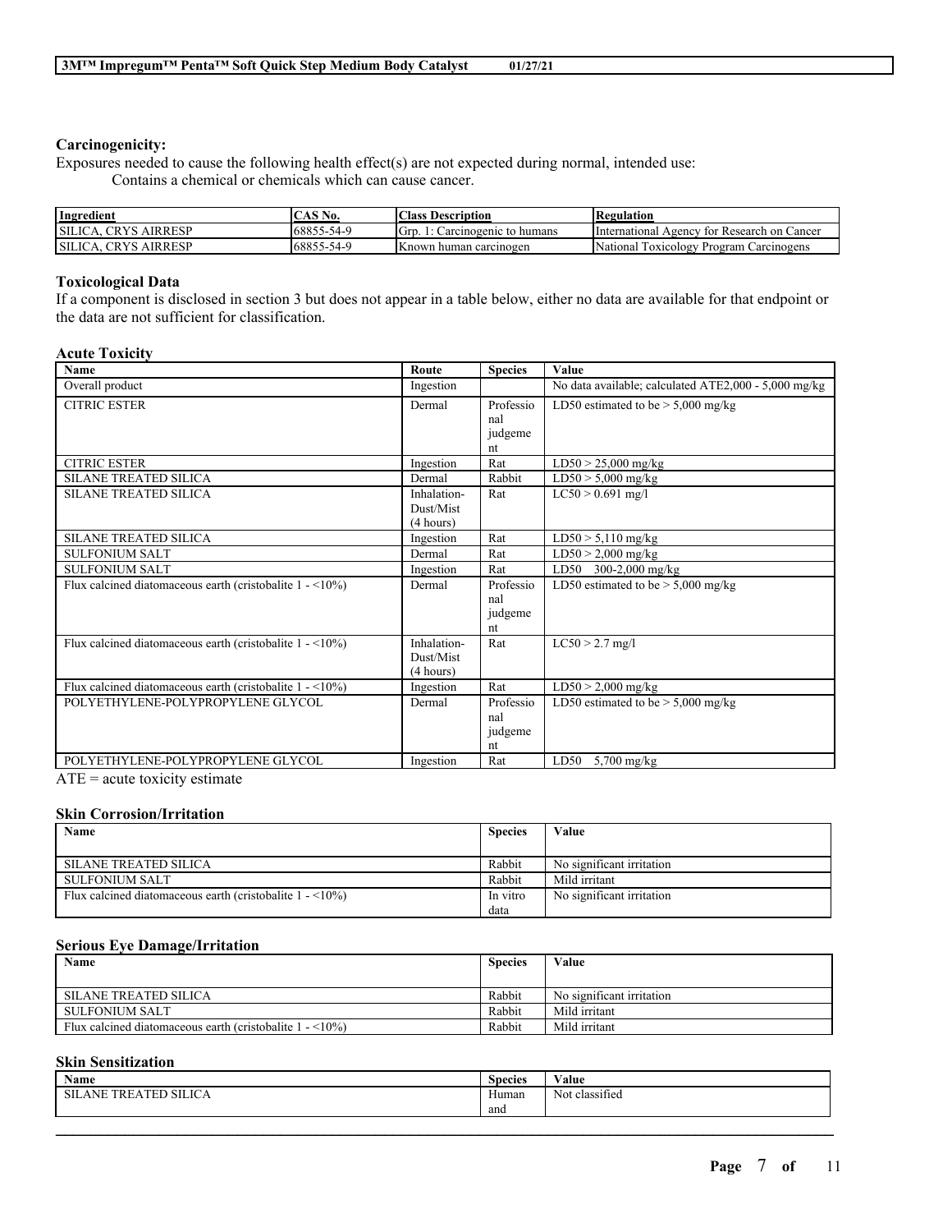### Carcinogenicity:

Exposures needed to cause the following health effect(s) are not expected during normal, intended use:

Contains a chemical or chemicals which can cause cancer.

| Ingredient | CAS No. | Class Description | Regulation |
|---|---|---|---|
| SILICA, CRYS AIRRESP | 68855-54-9 | Grp. 1: Carcinogenic to humans | International Agency for Research on Cancer |
| SILICA, CRYS AIRRESP | 68855-54-9 | Known human carcinogen | National Toxicology Program Carcinogens |

### Toxicological Data

If a component is disclosed in section 3 but does not appear in a table below, either no data are available for that endpoint or the data are not sufficient for classification.

#### Acute Toxicity

| Name | Route | Species | Value |
|---|---|---|---|
| Overall product | Ingestion | | No data available; calculated ATE2,000 - 5,000 mg/kg |
| CITRIC ESTER | Dermal | Professional judgement | LD50 estimated to be > 5,000 mg/kg |
| CITRIC ESTER | Ingestion | Rat | LD50 > 25,000 mg/kg |
| SILANE TREATED SILICA | Dermal | Rabbit | LD50 > 5,000 mg/kg |
| SILANE TREATED SILICA | Inhalation-Dust/Mist (4 hours) | Rat | LC50 > 0.691 mg/l |
| SILANE TREATED SILICA | Ingestion | Rat | LD50 > 5,110 mg/kg |
| SULFONIUM SALT | Dermal | Rat | LD50 > 2,000 mg/kg |
| SULFONIUM SALT | Ingestion | Rat | LD50 300-2,000 mg/kg |
| Flux calcined diatomaceous earth (cristobalite 1 - <10%) | Dermal | Professional judgement | LD50 estimated to be > 5,000 mg/kg |
| Flux calcined diatomaceous earth (cristobalite 1 - <10%) | Inhalation-Dust/Mist (4 hours) | Rat | LC50 > 2.7 mg/l |
| Flux calcined diatomaceous earth (cristobalite 1 - <10%) | Ingestion | Rat | LD50 > 2,000 mg/kg |
| POLYETHYLENE-POLYPROPYLENE GLYCOL | Dermal | Professional judgement | LD50 estimated to be > 5,000 mg/kg |
| POLYETHYLENE-POLYPROPYLENE GLYCOL | Ingestion | Rat | LD50 5,700 mg/kg |

ATE = acute toxicity estimate

#### Skin Corrosion/Irritation

| Name | Species | Value |
|---|---|---|
| SILANE TREATED SILICA | Rabbit | No significant irritation |
| SULFONIUM SALT | Rabbit | Mild irritant |
| Flux calcined diatomaceous earth (cristobalite 1 - <10%) | In vitro data | No significant irritation |

#### Serious Eye Damage/Irritation

| Name | Species | Value |
|---|---|---|
| SILANE TREATED SILICA | Rabbit | No significant irritation |
| SULFONIUM SALT | Rabbit | Mild irritant |
| Flux calcined diatomaceous earth (cristobalite 1 - <10%) | Rabbit | Mild irritant |

#### Skin Sensitization

| Name | Species | Value |
|---|---|---|
| SILANE TREATED SILICA | Human and | Not classified |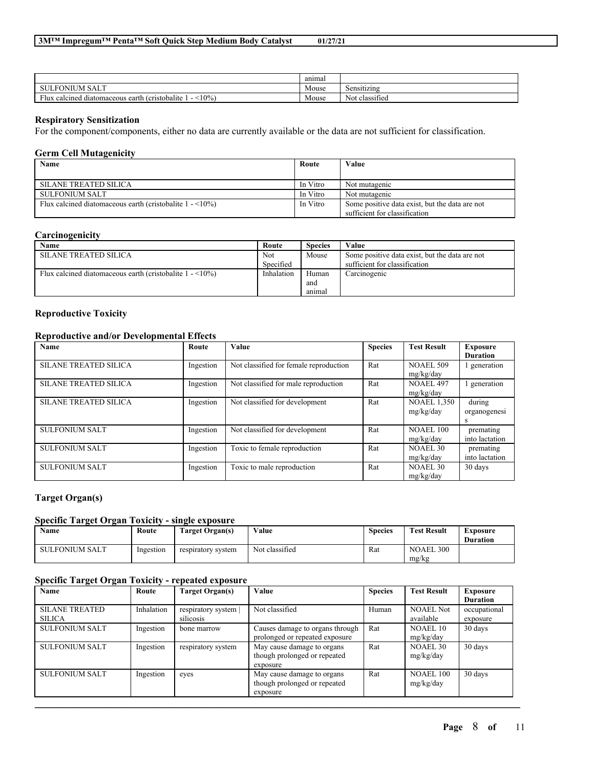| | animal | |
| --- | --- | --- |
| SULFONIUM SALT | Mouse | Sensitizing |
| Flux calcined diatomaceous earth (cristobalite 1 - <10%) | Mouse | Not classified |

**Respiratory Sensitization**

For the component/components, either no data are currently available or the data are not sufficient for classification.

**Germ Cell Mutagenicity**

| Name | Route | Value |
| --- | --- | --- |
| SILANE TREATED SILICA | In Vitro | Not mutagenic |
| SULFONIUM SALT | In Vitro | Not mutagenic |
| Flux calcined diatomaceous earth (cristobalite 1 - <10%) | In Vitro | Some positive data exist, but the data are not sufficient for classification |

**Carcinogenicity**

| Name | Route | Species | Value |
| --- | --- | --- | --- |
| SILANE TREATED SILICA | Not Specified | Mouse | Some positive data exist, but the data are not sufficient for classification |
| Flux calcined diatomaceous earth (cristobalite 1 - <10%) | Inhalation | Human and animal | Carcinogenic |

**Reproductive Toxicity**

**Reproductive and/or Developmental Effects**

| Name | Route | Value | Species | Test Result | Exposure Duration |
| --- | --- | --- | --- | --- | --- |
| SILANE TREATED SILICA | Ingestion | Not classified for female reproduction | Rat | NOAEL 509 mg/kg/day | 1 generation |
| SILANE TREATED SILICA | Ingestion | Not classified for male reproduction | Rat | NOAEL 497 mg/kg/day | 1 generation |
| SILANE TREATED SILICA | Ingestion | Not classified for development | Rat | NOAEL 1,350 mg/kg/day | during organogenesis |
| SULFONIUM SALT | Ingestion | Not classified for development | Rat | NOAEL 100 mg/kg/day | premating into lactation |
| SULFONIUM SALT | Ingestion | Toxic to female reproduction | Rat | NOAEL 30 mg/kg/day | premating into lactation |
| SULFONIUM SALT | Ingestion | Toxic to male reproduction | Rat | NOAEL 30 mg/kg/day | 30 days |

**Target Organ(s)**

**Specific Target Organ Toxicity - single exposure**

| Name | Route | Target Organ(s) | Value | Species | Test Result | Exposure Duration |
| --- | --- | --- | --- | --- | --- | --- |
| SULFONIUM SALT | Ingestion | respiratory system | Not classified | Rat | NOAEL 300 mg/kg | |

**Specific Target Organ Toxicity - repeated exposure**

| Name | Route | Target Organ(s) | Value | Species | Test Result | Exposure Duration |
| --- | --- | --- | --- | --- | --- | --- |
| SILANE TREATED SILICA | Inhalation | respiratory system \| silicosis | Not classified | Human | NOAEL Not available | occupational exposure |
| SULFONIUM SALT | Ingestion | bone marrow | Causes damage to organs through prolonged or repeated exposure | Rat | NOAEL 10 mg/kg/day | 30 days |
| SULFONIUM SALT | Ingestion | respiratory system | May cause damage to organs though prolonged or repeated exposure | Rat | NOAEL 30 mg/kg/day | 30 days |
| SULFONIUM SALT | Ingestion | eyes | May cause damage to organs though prolonged or repeated exposure | Rat | NOAEL 100 mg/kg/day | 30 days |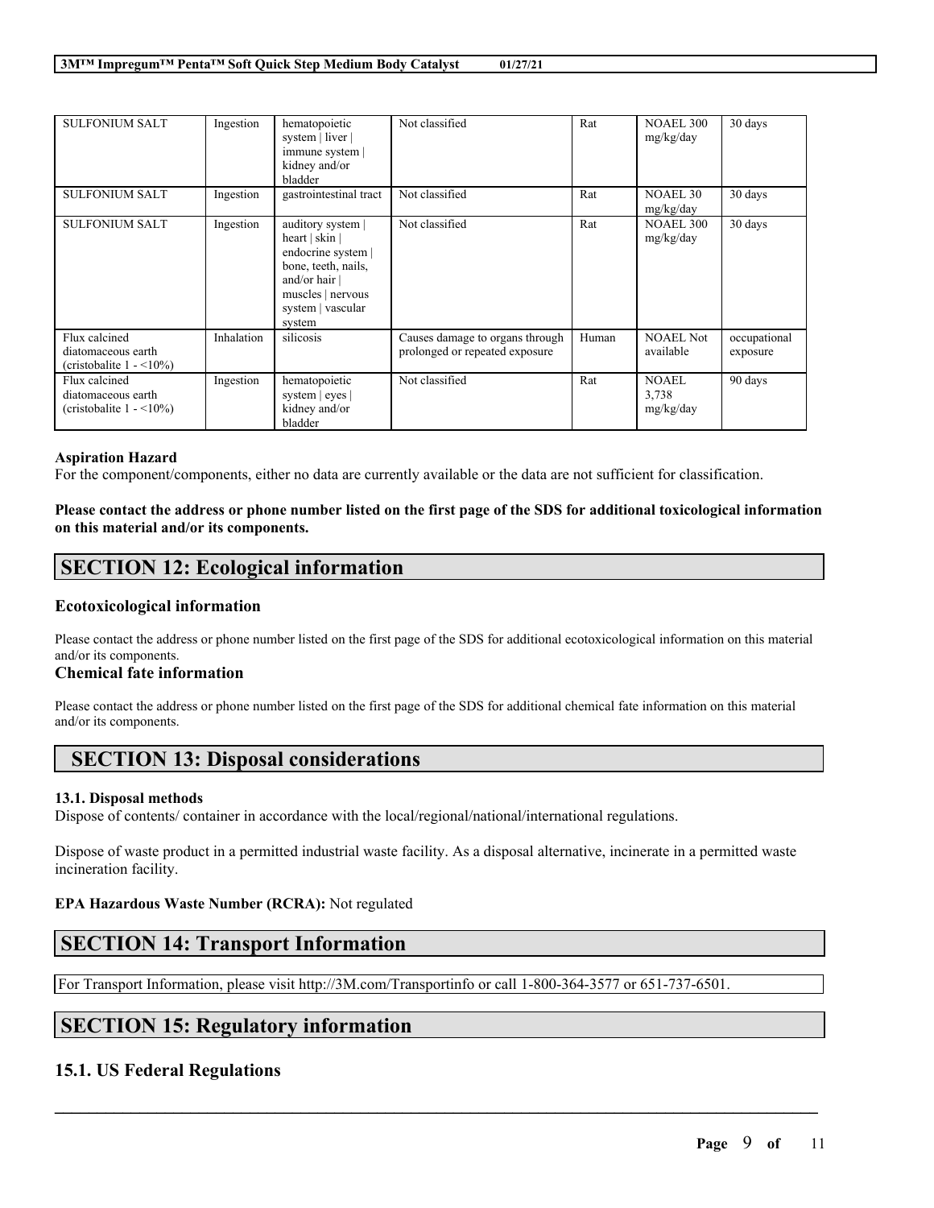| SULFONIUM SALT | Ingestion | hematopoietic system \| liver \| immune system \| kidney and/or bladder | Not classified | Rat | NOAEL 300 mg/kg/day | 30 days |
|---|---|---|---|---|---|---|
| SULFONIUM SALT | Ingestion | gastrointestinal tract | Not classified | Rat | NOAEL 30 mg/kg/day | 30 days |
| SULFONIUM SALT | Ingestion | auditory system \| heart \| skin \| endocrine system \| bone, teeth, nails, and/or hair \| muscles \| nervous system \| vascular system | Not classified | Rat | NOAEL 300 mg/kg/day | 30 days |
| Flux calcined diatomaceous earth (cristobalite 1 - <10%) | Inhalation | silicosis | Causes damage to organs through prolonged or repeated exposure | Human | NOAEL Not available | occupational exposure |
| Flux calcined diatomaceous earth (cristobalite 1 - <10%) | Ingestion | hematopoietic system \| eyes \| kidney and/or bladder | Not classified | Rat | NOAEL 3,738 mg/kg/day | 90 days |

**Aspiration Hazard**

For the component/components, either no data are currently available or the data are not sufficient for classification.

**Please contact the address or phone number listed on the first page of the SDS for additional toxicological information on this material and/or its components.**

## SECTION 12: Ecological information

### Ecotoxicological information

Please contact the address or phone number listed on the first page of the SDS for additional ecotoxicological information on this material and/or its components.

### Chemical fate information

Please contact the address or phone number listed on the first page of the SDS for additional chemical fate information on this material and/or its components.

## SECTION 13: Disposal considerations

**13.1. Disposal methods**

Dispose of contents/ container in accordance with the local/regional/national/international regulations.

Dispose of waste product in a permitted industrial waste facility. As a disposal alternative, incinerate in a permitted waste incineration facility.

**EPA Hazardous Waste Number (RCRA):** Not regulated

## SECTION 14: Transport Information

For Transport Information, please visit http://3M.com/Transportinfo or call 1-800-364-3577 or 651-737-6501.

## SECTION 15: Regulatory information

### 15.1. US Federal Regulations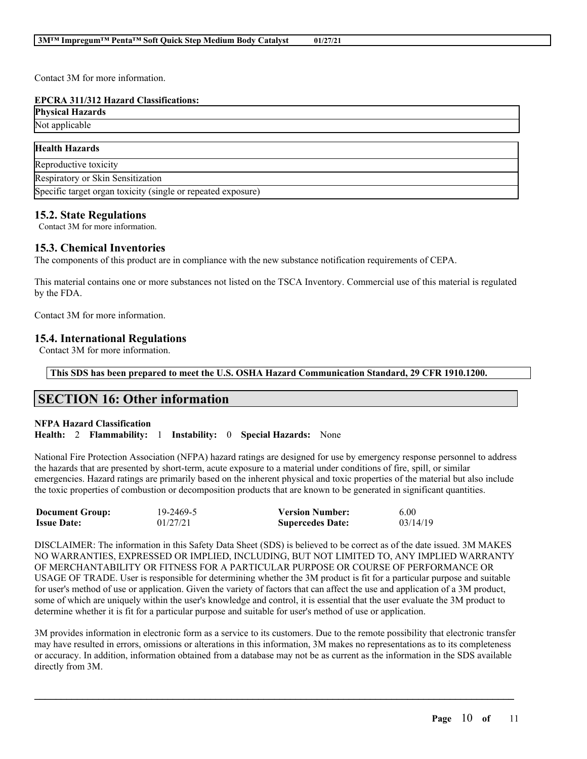Contact 3M for more information.

**EPCRA 311/312 Hazard Classifications:**

| **Physical Hazards** |
|---|
| Not applicable |

| **Health Hazards** |
|---|
| Reproductive toxicity |
| Respiratory or Skin Sensitization |
| Specific target organ toxicity (single or repeated exposure) |

## 15.2. State Regulations

Contact 3M for more information.

## 15.3. Chemical Inventories

The components of this product are in compliance with the new substance notification requirements of CEPA.

This material contains one or more substances not listed on the TSCA Inventory. Commercial use of this material is regulated by the FDA.

Contact 3M for more information.

## 15.4. International Regulations

Contact 3M for more information.

**This SDS has been prepared to meet the U.S. OSHA Hazard Communication Standard, 29 CFR 1910.1200.**

# SECTION 16: Other information

**NFPA Hazard Classification**

**Health:** 2 **Flammability:** 1 **Instability:** 0 **Special Hazards:** None

National Fire Protection Association (NFPA) hazard ratings are designed for use by emergency response personnel to address the hazards that are presented by short-term, acute exposure to a material under conditions of fire, spill, or similar emergencies. Hazard ratings are primarily based on the inherent physical and toxic properties of the material but also include the toxic properties of combustion or decomposition products that are known to be generated in significant quantities.

| | | | |
|---|---|---|---|
| **Document Group:** | 19-2469-5 | **Version Number:** | 6.00 |
| **Issue Date:** | 01/27/21 | **Supercedes Date:** | 03/14/19 |

DISCLAIMER: The information in this Safety Data Sheet (SDS) is believed to be correct as of the date issued. 3M MAKES NO WARRANTIES, EXPRESSED OR IMPLIED, INCLUDING, BUT NOT LIMITED TO, ANY IMPLIED WARRANTY OF MERCHANTABILITY OR FITNESS FOR A PARTICULAR PURPOSE OR COURSE OF PERFORMANCE OR USAGE OF TRADE. User is responsible for determining whether the 3M product is fit for a particular purpose and suitable for user's method of use or application. Given the variety of factors that can affect the use and application of a 3M product, some of which are uniquely within the user's knowledge and control, it is essential that the user evaluate the 3M product to determine whether it is fit for a particular purpose and suitable for user's method of use or application.

3M provides information in electronic form as a service to its customers. Due to the remote possibility that electronic transfer may have resulted in errors, omissions or alterations in this information, 3M makes no representations as to its completeness or accuracy. In addition, information obtained from a database may not be as current as the information in the SDS available directly from 3M.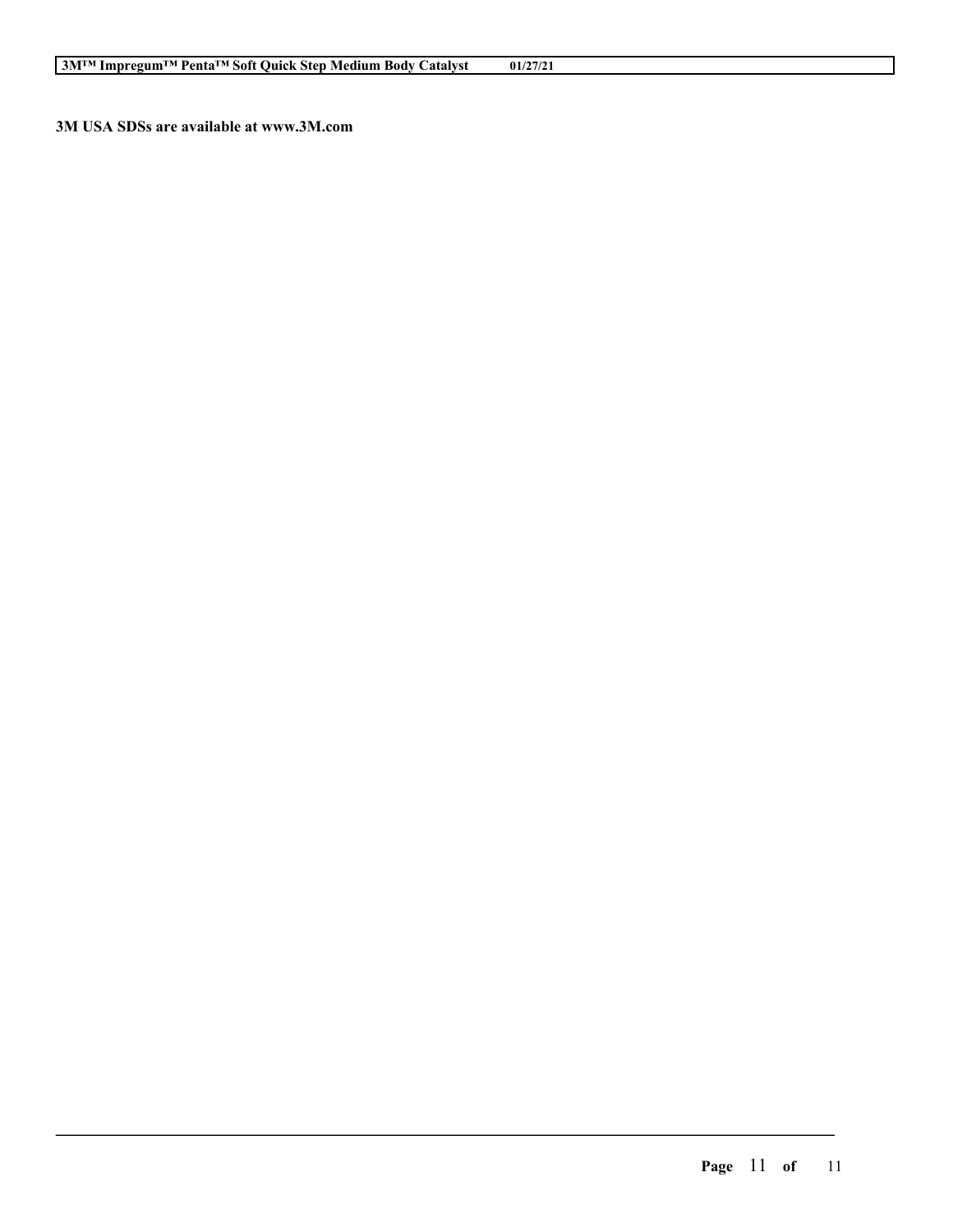**3M USA SDSs are available at www.3M.com**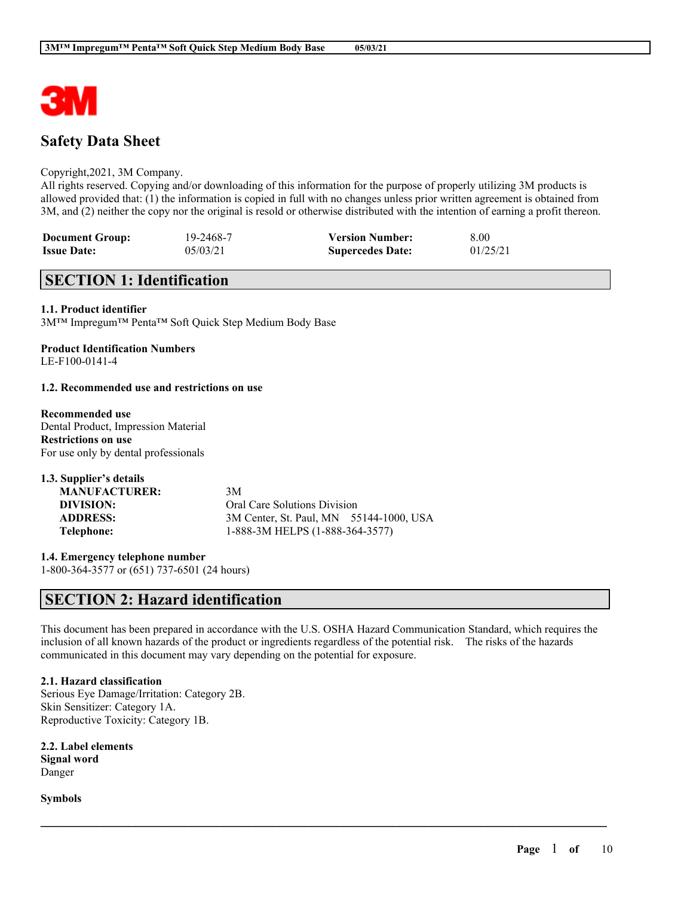![3M logo]

# Safety Data Sheet

Copyright,2021, 3M Company.
All rights reserved. Copying and/or downloading of this information for the purpose of properly utilizing 3M products is allowed provided that: (1) the information is copied in full with no changes unless prior written agreement is obtained from 3M, and (2) neither the copy nor the original is resold or otherwise distributed with the intention of earning a profit thereon.

| | | | |
|---|---|---|---|
| **Document Group:** | 19-2468-7 | **Version Number:** | 8.00 |
| **Issue Date:** | 05/03/21 | **Supercedes Date:** | 01/25/21 |

## SECTION 1: Identification

**1.1. Product identifier**
3M™ Impregum™ Penta™ Soft Quick Step Medium Body Base

**Product Identification Numbers**
LE-F100-0141-4

**1.2. Recommended use and restrictions on use**

**Recommended use**
Dental Product, Impression Material
**Restrictions on use**
For use only by dental professionals

**1.3. Supplier's details**

| | |
|---|---|
| **MANUFACTURER:** | 3M |
| **DIVISION:** | Oral Care Solutions Division |
| **ADDRESS:** | 3M Center, St. Paul, MN 55144-1000, USA |
| **Telephone:** | 1-888-3M HELPS (1-888-364-3577) |

**1.4. Emergency telephone number**
1-800-364-3577 or (651) 737-6501 (24 hours)

## SECTION 2: Hazard identification

This document has been prepared in accordance with the U.S. OSHA Hazard Communication Standard, which requires the inclusion of all known hazards of the product or ingredients regardless of the potential risk. The risks of the hazards communicated in this document may vary depending on the potential for exposure.

**2.1. Hazard classification**
Serious Eye Damage/Irritation: Category 2B.
Skin Sensitizer: Category 1A.
Reproductive Toxicity: Category 1B.

**2.2. Label elements**
**Signal word**
Danger

**Symbols**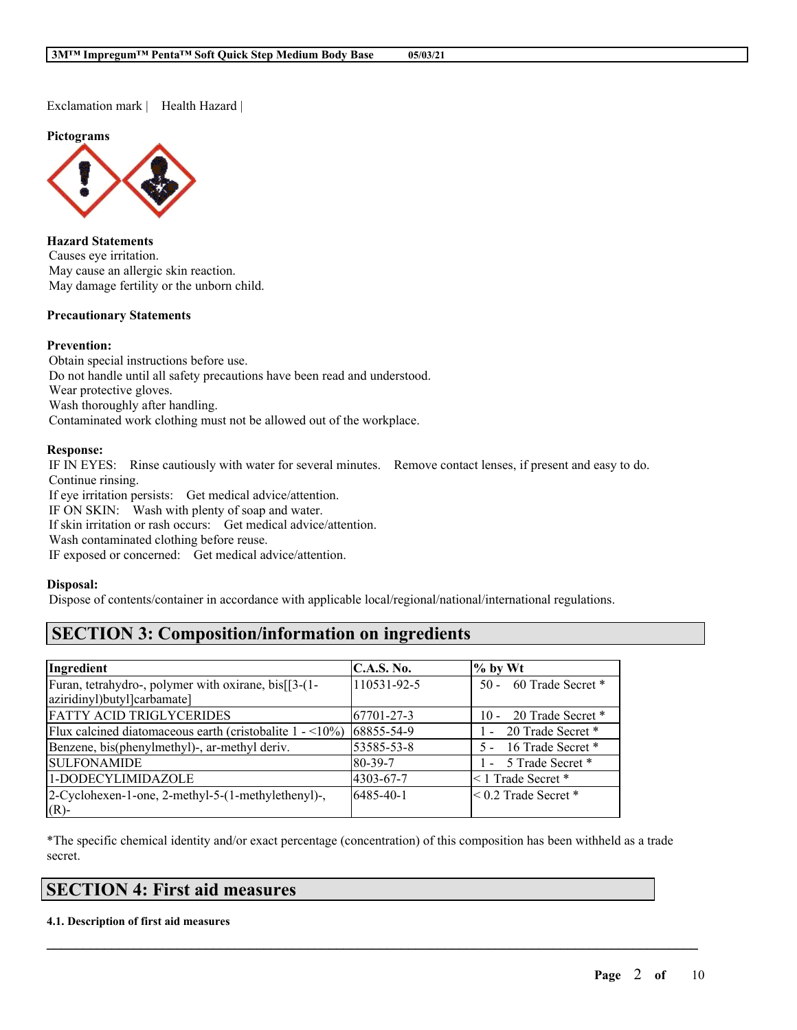Exclamation mark | Health Hazard |

**Pictograms**

**Hazard Statements**
Causes eye irritation.
May cause an allergic skin reaction.
May damage fertility or the unborn child.

**Precautionary Statements**

**Prevention:**
Obtain special instructions before use.
Do not handle until all safety precautions have been read and understood.
Wear protective gloves.
Wash thoroughly after handling.
Contaminated work clothing must not be allowed out of the workplace.

**Response:**
IF IN EYES: Rinse cautiously with water for several minutes. Remove contact lenses, if present and easy to do. Continue rinsing.
If eye irritation persists: Get medical advice/attention.
IF ON SKIN: Wash with plenty of soap and water.
If skin irritation or rash occurs: Get medical advice/attention.
Wash contaminated clothing before reuse.
IF exposed or concerned: Get medical advice/attention.

**Disposal:**
Dispose of contents/container in accordance with applicable local/regional/national/international regulations.

## SECTION 3: Composition/information on ingredients

| Ingredient | C.A.S. No. | % by Wt |
|---|---|---|
| Furan, tetrahydro-, polymer with oxirane, bis[[3-(1-aziridinyl)butyl]carbamate] | 110531-92-5 | 50 - 60 Trade Secret * |
| FATTY ACID TRIGLYCERIDES | 67701-27-3 | 10 - 20 Trade Secret * |
| Flux calcined diatomaceous earth (cristobalite 1 - <10%) | 68855-54-9 | 1 - 20 Trade Secret * |
| Benzene, bis(phenylmethyl)-, ar-methyl deriv. | 53585-53-8 | 5 - 16 Trade Secret * |
| SULFONAMIDE | 80-39-7 | 1 - 5 Trade Secret * |
| 1-DODECYLIMIDAZOLE | 4303-67-7 | < 1 Trade Secret * |
| 2-Cyclohexen-1-one, 2-methyl-5-(1-methylethenyl)-, (R)- | 6485-40-1 | < 0.2 Trade Secret * |

*The specific chemical identity and/or exact percentage (concentration) of this composition has been withheld as a trade secret.

## SECTION 4: First aid measures

**4.1. Description of first aid measures**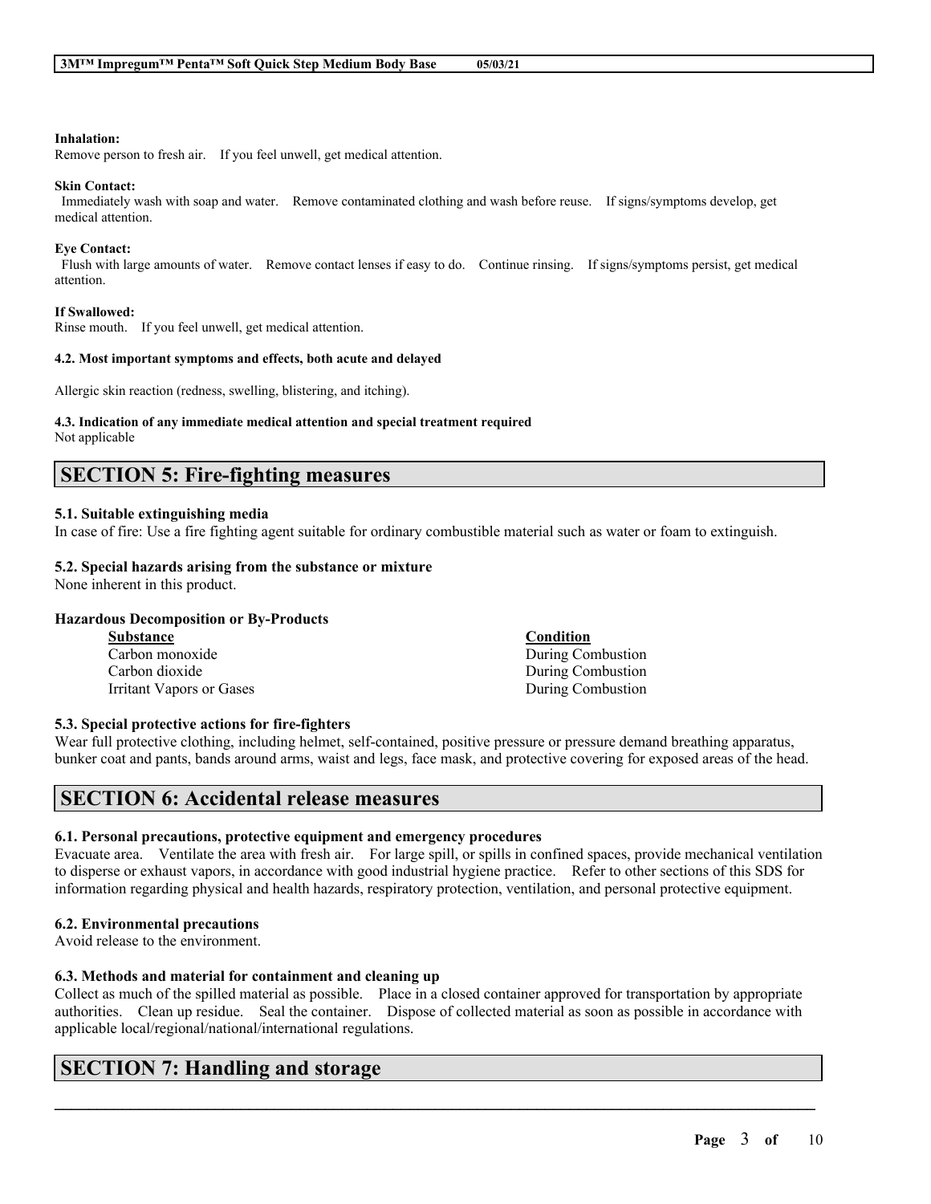**Inhalation:**
Remove person to fresh air. If you feel unwell, get medical attention.

**Skin Contact:**
Immediately wash with soap and water. Remove contaminated clothing and wash before reuse. If signs/symptoms develop, get medical attention.

**Eye Contact:**
Flush with large amounts of water. Remove contact lenses if easy to do. Continue rinsing. If signs/symptoms persist, get medical attention.

**If Swallowed:**
Rinse mouth. If you feel unwell, get medical attention.

**4.2. Most important symptoms and effects, both acute and delayed**

Allergic skin reaction (redness, swelling, blistering, and itching).

**4.3. Indication of any immediate medical attention and special treatment required**
Not applicable

## SECTION 5: Fire-fighting measures

**5.1. Suitable extinguishing media**
In case of fire: Use a fire fighting agent suitable for ordinary combustible material such as water or foam to extinguish.

**5.2. Special hazards arising from the substance or mixture**
None inherent in this product.

**Hazardous Decomposition or By-Products**

| Substance | Condition |
| --- | --- |
| Carbon monoxide | During Combustion |
| Carbon dioxide | During Combustion |
| Irritant Vapors or Gases | During Combustion |

**5.3. Special protective actions for fire-fighters**
Wear full protective clothing, including helmet, self-contained, positive pressure or pressure demand breathing apparatus, bunker coat and pants, bands around arms, waist and legs, face mask, and protective covering for exposed areas of the head.

## SECTION 6: Accidental release measures

**6.1. Personal precautions, protective equipment and emergency procedures**
Evacuate area. Ventilate the area with fresh air. For large spill, or spills in confined spaces, provide mechanical ventilation to disperse or exhaust vapors, in accordance with good industrial hygiene practice. Refer to other sections of this SDS for information regarding physical and health hazards, respiratory protection, ventilation, and personal protective equipment.

**6.2. Environmental precautions**
Avoid release to the environment.

**6.3. Methods and material for containment and cleaning up**
Collect as much of the spilled material as possible. Place in a closed container approved for transportation by appropriate authorities. Clean up residue. Seal the container. Dispose of collected material as soon as possible in accordance with applicable local/regional/national/international regulations.

## SECTION 7: Handling and storage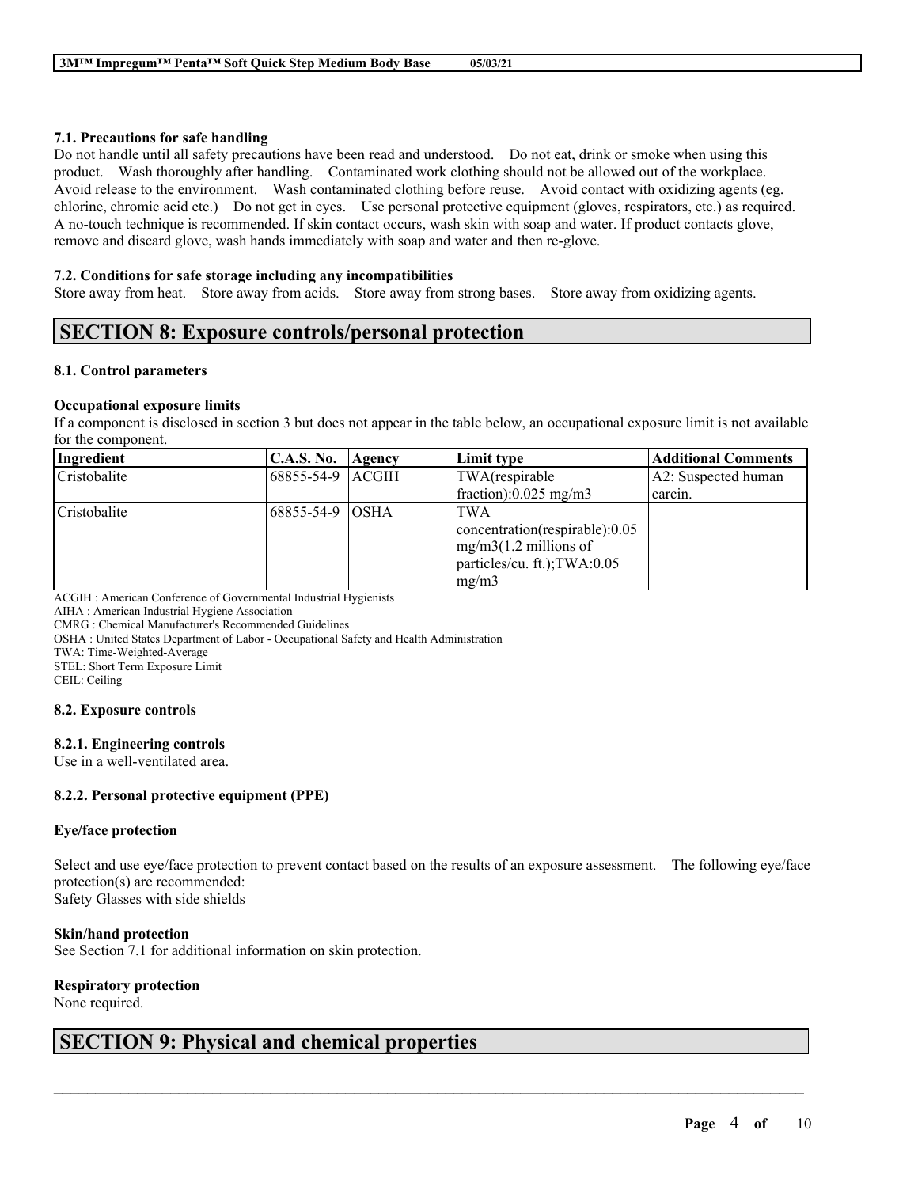### 7.1. Precautions for safe handling

Do not handle until all safety precautions have been read and understood. Do not eat, drink or smoke when using this product. Wash thoroughly after handling. Contaminated work clothing should not be allowed out of the workplace. Avoid release to the environment. Wash contaminated clothing before reuse. Avoid contact with oxidizing agents (eg. chlorine, chromic acid etc.) Do not get in eyes. Use personal protective equipment (gloves, respirators, etc.) as required. A no-touch technique is recommended. If skin contact occurs, wash skin with soap and water. If product contacts glove, remove and discard glove, wash hands immediately with soap and water and then re-glove.

### 7.2. Conditions for safe storage including any incompatibilities

Store away from heat. Store away from acids. Store away from strong bases. Store away from oxidizing agents.

## SECTION 8: Exposure controls/personal protection

### 8.1. Control parameters

**Occupational exposure limits**

If a component is disclosed in section 3 but does not appear in the table below, an occupational exposure limit is not available for the component.

| Ingredient | C.A.S. No. | Agency | Limit type | Additional Comments |
|---|---|---|---|---|
| Cristobalite | 68855-54-9 | ACGIH | TWA(respirable fraction):0.025 mg/m3 | A2: Suspected human carcin. |
| Cristobalite | 68855-54-9 | OSHA | TWA concentration(respirable):0.05 mg/m3(1.2 millions of particles/cu. ft.);TWA:0.05 mg/m3 | |

ACGIH : American Conference of Governmental Industrial Hygienists
AIHA : American Industrial Hygiene Association
CMRG : Chemical Manufacturer's Recommended Guidelines
OSHA : United States Department of Labor - Occupational Safety and Health Administration
TWA: Time-Weighted-Average
STEL: Short Term Exposure Limit
CEIL: Ceiling

### 8.2. Exposure controls

#### 8.2.1. Engineering controls

Use in a well-ventilated area.

#### 8.2.2. Personal protective equipment (PPE)

**Eye/face protection**

Select and use eye/face protection to prevent contact based on the results of an exposure assessment. The following eye/face protection(s) are recommended:
Safety Glasses with side shields

**Skin/hand protection**

See Section 7.1 for additional information on skin protection.

**Respiratory protection**

None required.

## SECTION 9: Physical and chemical properties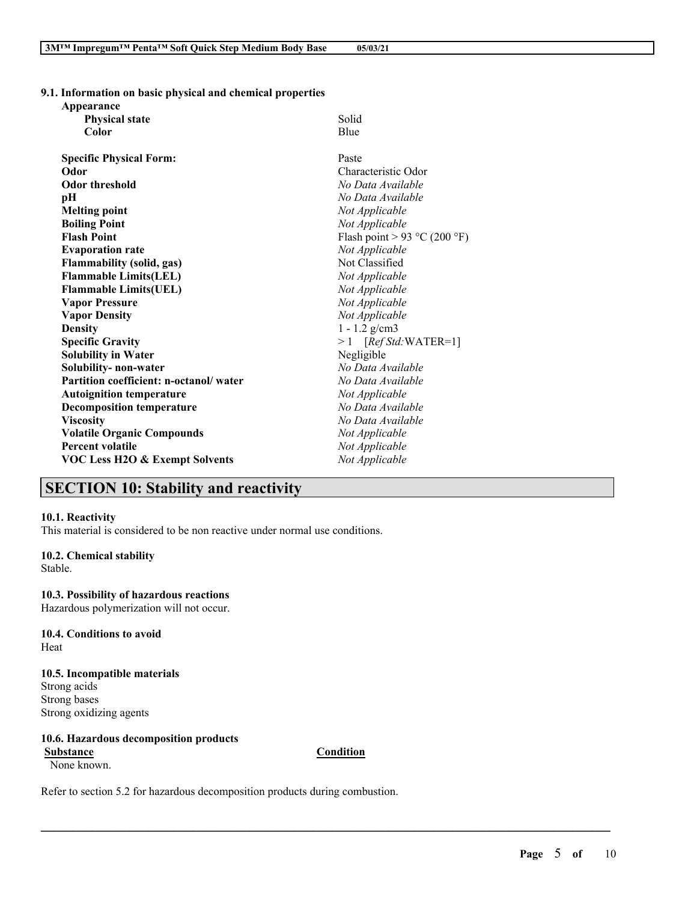### 9.1. Information on basic physical and chemical properties

| | |
|---|---|
| **Appearance** | |
| **Physical state** | Solid |
| **Color** | Blue |
| **Specific Physical Form:** | Paste |
| **Odor** | Characteristic Odor |
| **Odor threshold** | *No Data Available* |
| **pH** | *No Data Available* |
| **Melting point** | *Not Applicable* |
| **Boiling Point** | *Not Applicable* |
| **Flash Point** | Flash point > 93 °C (200 °F) |
| **Evaporation rate** | *Not Applicable* |
| **Flammability (solid, gas)** | Not Classified |
| **Flammable Limits(LEL)** | *Not Applicable* |
| **Flammable Limits(UEL)** | *Not Applicable* |
| **Vapor Pressure** | *Not Applicable* |
| **Vapor Density** | *Not Applicable* |
| **Density** | 1 - 1.2 g/cm3 |
| **Specific Gravity** | > 1 [*Ref Std:*WATER=1] |
| **Solubility in Water** | Negligible |
| **Solubility- non-water** | *No Data Available* |
| **Partition coefficient: n-octanol/ water** | *No Data Available* |
| **Autoignition temperature** | *Not Applicable* |
| **Decomposition temperature** | *No Data Available* |
| **Viscosity** | *No Data Available* |
| **Volatile Organic Compounds** | *Not Applicable* |
| **Percent volatile** | *Not Applicable* |
| **VOC Less H2O & Exempt Solvents** | *Not Applicable* |

## SECTION 10: Stability and reactivity

### 10.1. Reactivity
This material is considered to be non reactive under normal use conditions.

### 10.2. Chemical stability
Stable.

### 10.3. Possibility of hazardous reactions
Hazardous polymerization will not occur.

### 10.4. Conditions to avoid
Heat

### 10.5. Incompatible materials
Strong acids
Strong bases
Strong oxidizing agents

### 10.6. Hazardous decomposition products

| Substance | Condition |
|---|---|
| None known. | |

Refer to section 5.2 for hazardous decomposition products during combustion.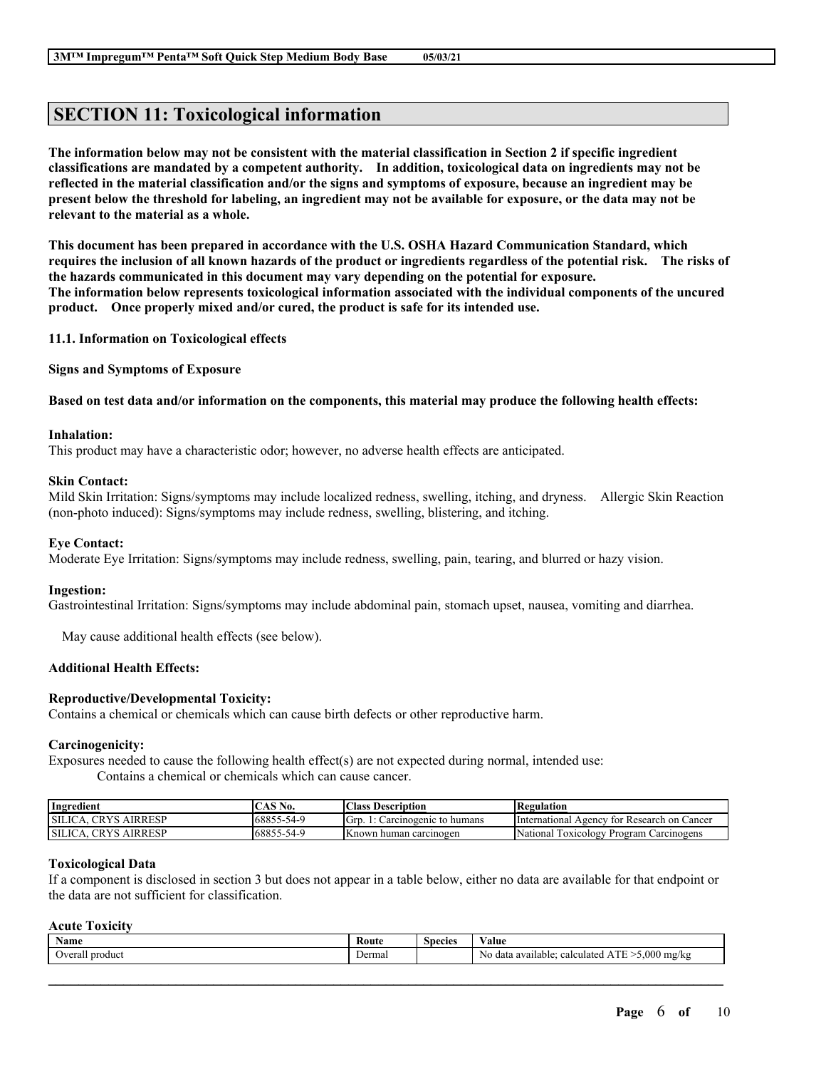## SECTION 11: Toxicological information

**The information below may not be consistent with the material classification in Section 2 if specific ingredient classifications are mandated by a competent authority. In addition, toxicological data on ingredients may not be reflected in the material classification and/or the signs and symptoms of exposure, because an ingredient may be present below the threshold for labeling, an ingredient may not be available for exposure, or the data may not be relevant to the material as a whole.**

**This document has been prepared in accordance with the U.S. OSHA Hazard Communication Standard, which requires the inclusion of all known hazards of the product or ingredients regardless of the potential risk. The risks of the hazards communicated in this document may vary depending on the potential for exposure. The information below represents toxicological information associated with the individual components of the uncured product. Once properly mixed and/or cured, the product is safe for its intended use.**

### 11.1. Information on Toxicological effects

**Signs and Symptoms of Exposure**

**Based on test data and/or information on the components, this material may produce the following health effects:**

**Inhalation:**
This product may have a characteristic odor; however, no adverse health effects are anticipated.

**Skin Contact:**
Mild Skin Irritation: Signs/symptoms may include localized redness, swelling, itching, and dryness. Allergic Skin Reaction (non-photo induced): Signs/symptoms may include redness, swelling, blistering, and itching.

**Eye Contact:**
Moderate Eye Irritation: Signs/symptoms may include redness, swelling, pain, tearing, and blurred or hazy vision.

**Ingestion:**
Gastrointestinal Irritation: Signs/symptoms may include abdominal pain, stomach upset, nausea, vomiting and diarrhea.

May cause additional health effects (see below).

**Additional Health Effects:**

**Reproductive/Developmental Toxicity:**
Contains a chemical or chemicals which can cause birth defects or other reproductive harm.

**Carcinogenicity:**
Exposures needed to cause the following health effect(s) are not expected during normal, intended use:
Contains a chemical or chemicals which can cause cancer.

| Ingredient | CAS No. | Class Description | Regulation |
|---|---|---|---|
| SILICA, CRYS AIRRESP | 68855-54-9 | Grp. 1: Carcinogenic to humans | International Agency for Research on Cancer |
| SILICA, CRYS AIRRESP | 68855-54-9 | Known human carcinogen | National Toxicology Program Carcinogens |

**Toxicological Data**

If a component is disclosed in section 3 but does not appear in a table below, either no data are available for that endpoint or the data are not sufficient for classification.

**Acute Toxicity**

| Name | Route | Species | Value |
|---|---|---|---|
| Overall product | Dermal | | No data available; calculated ATE >5,000 mg/kg |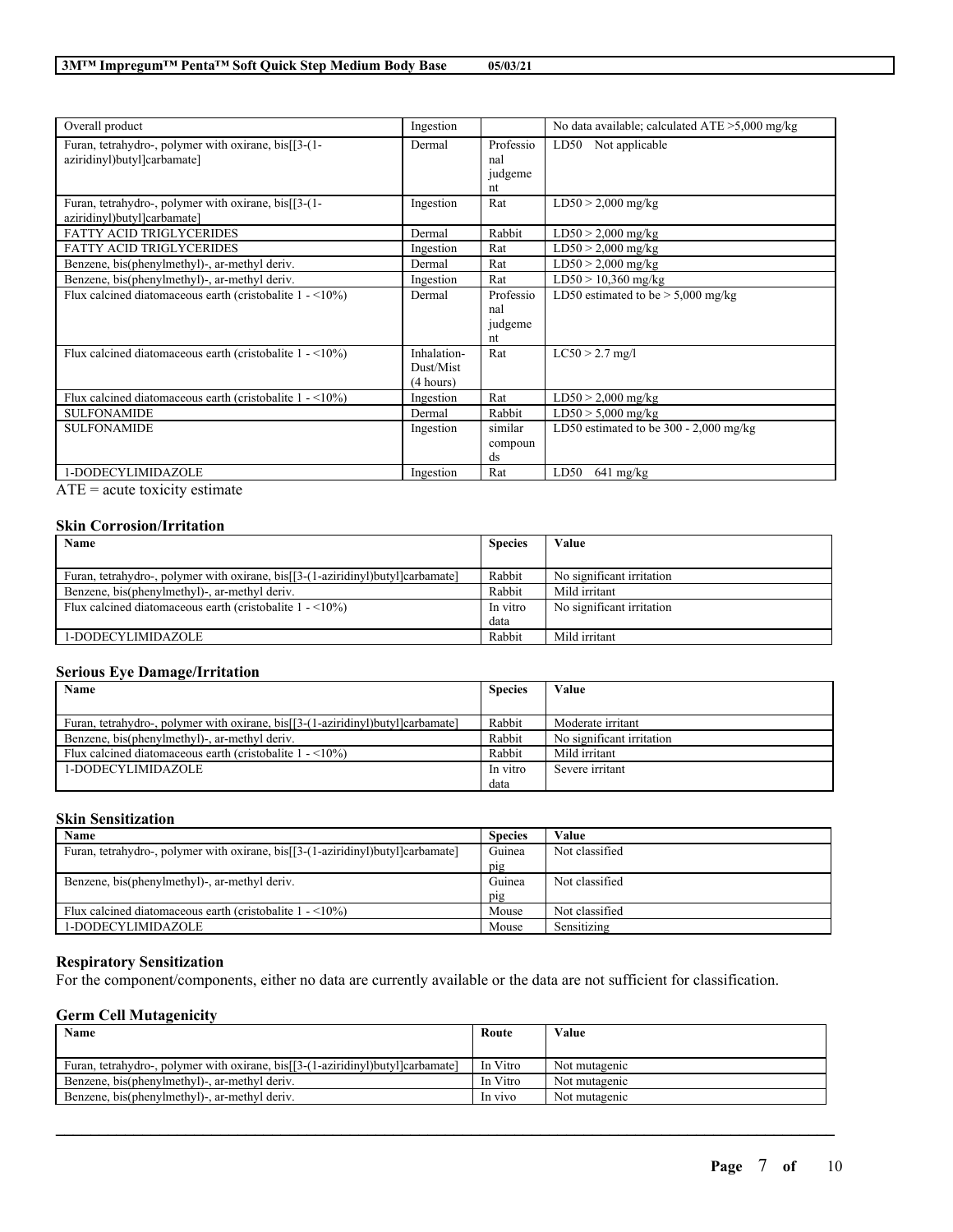| Overall product | Ingestion | | No data available; calculated ATE >5,000 mg/kg |
|---|---|---|---|
| Furan, tetrahydro-, polymer with oxirane, bis[[3-(1-aziridinyl)butyl]carbamate] | Dermal | Professional judgement | LD50 Not applicable |
| Furan, tetrahydro-, polymer with oxirane, bis[[3-(1-aziridinyl)butyl]carbamate] | Ingestion | Rat | LD50 > 2,000 mg/kg |
| FATTY ACID TRIGLYCERIDES | Dermal | Rabbit | LD50 > 2,000 mg/kg |
| FATTY ACID TRIGLYCERIDES | Ingestion | Rat | LD50 > 2,000 mg/kg |
| Benzene, bis(phenylmethyl)-, ar-methyl deriv. | Dermal | Rat | LD50 > 2,000 mg/kg |
| Benzene, bis(phenylmethyl)-, ar-methyl deriv. | Ingestion | Rat | LD50 > 10,360 mg/kg |
| Flux calcined diatomaceous earth (cristobalite 1 - <10%) | Dermal | Professional judgement | LD50 estimated to be > 5,000 mg/kg |
| Flux calcined diatomaceous earth (cristobalite 1 - <10%) | Inhalation-Dust/Mist (4 hours) | Rat | LC50 > 2.7 mg/l |
| Flux calcined diatomaceous earth (cristobalite 1 - <10%) | Ingestion | Rat | LD50 > 2,000 mg/kg |
| SULFONAMIDE | Dermal | Rabbit | LD50 > 5,000 mg/kg |
| SULFONAMIDE | Ingestion | similar compounds | LD50 estimated to be 300 - 2,000 mg/kg |
| 1-DODECYLIMIDAZOLE | Ingestion | Rat | LD50 641 mg/kg |

ATE = acute toxicity estimate

### Skin Corrosion/Irritation

| Name | Species | Value |
|---|---|---|
| Furan, tetrahydro-, polymer with oxirane, bis[[3-(1-aziridinyl)butyl]carbamate] | Rabbit | No significant irritation |
| Benzene, bis(phenylmethyl)-, ar-methyl deriv. | Rabbit | Mild irritant |
| Flux calcined diatomaceous earth (cristobalite 1 - <10%) | In vitro data | No significant irritation |
| 1-DODECYLIMIDAZOLE | Rabbit | Mild irritant |

### Serious Eye Damage/Irritation

| Name | Species | Value |
|---|---|---|
| Furan, tetrahydro-, polymer with oxirane, bis[[3-(1-aziridinyl)butyl]carbamate] | Rabbit | Moderate irritant |
| Benzene, bis(phenylmethyl)-, ar-methyl deriv. | Rabbit | No significant irritation |
| Flux calcined diatomaceous earth (cristobalite 1 - <10%) | Rabbit | Mild irritant |
| 1-DODECYLIMIDAZOLE | In vitro data | Severe irritant |

### Skin Sensitization

| Name | Species | Value |
|---|---|---|
| Furan, tetrahydro-, polymer with oxirane, bis[[3-(1-aziridinyl)butyl]carbamate] | Guinea pig | Not classified |
| Benzene, bis(phenylmethyl)-, ar-methyl deriv. | Guinea pig | Not classified |
| Flux calcined diatomaceous earth (cristobalite 1 - <10%) | Mouse | Not classified |
| 1-DODECYLIMIDAZOLE | Mouse | Sensitizing |

### Respiratory Sensitization

For the component/components, either no data are currently available or the data are not sufficient for classification.

### Germ Cell Mutagenicity

| Name | Route | Value |
|---|---|---|
| Furan, tetrahydro-, polymer with oxirane, bis[[3-(1-aziridinyl)butyl]carbamate] | In Vitro | Not mutagenic |
| Benzene, bis(phenylmethyl)-, ar-methyl deriv. | In Vitro | Not mutagenic |
| Benzene, bis(phenylmethyl)-, ar-methyl deriv. | In vivo | Not mutagenic |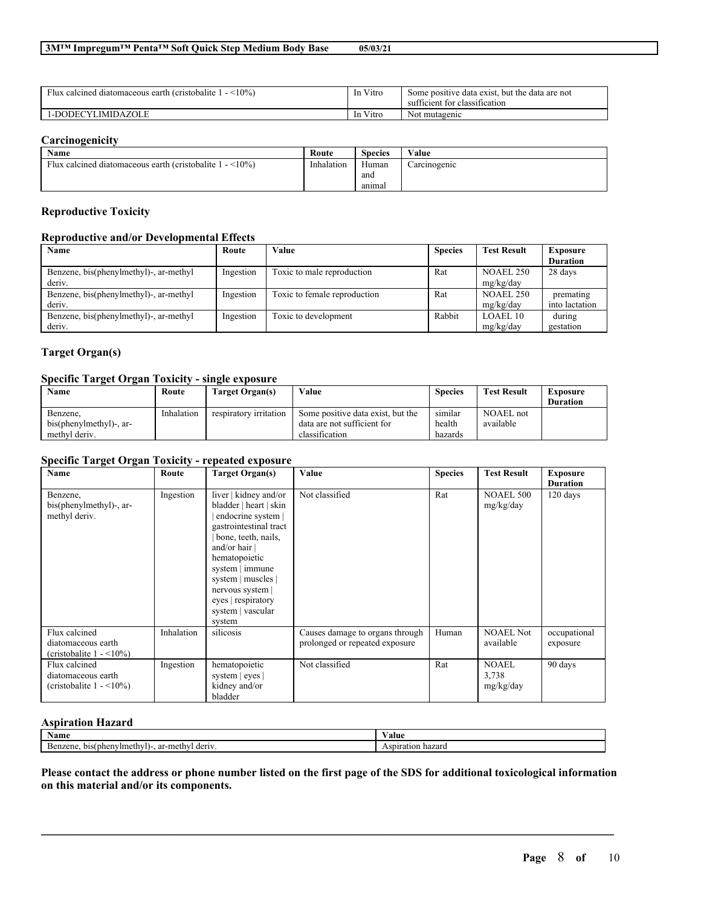| Flux calcined diatomaceous earth (cristobalite 1 - <10%) | In Vitro | Some positive data exist, but the data are not sufficient for classification |
| --- | --- | --- |
| 1-DODECYLIMIDAZOLE | In Vitro | Not mutagenic |

### Carcinogenicity

| Name | Route | Species | Value |
| --- | --- | --- | --- |
| Flux calcined diatomaceous earth (cristobalite 1 - <10%) | Inhalation | Human and animal | Carcinogenic |

### Reproductive Toxicity

#### Reproductive and/or Developmental Effects

| Name | Route | Value | Species | Test Result | Exposure Duration |
| --- | --- | --- | --- | --- | --- |
| Benzene, bis(phenylmethyl)-, ar-methyl deriv. | Ingestion | Toxic to male reproduction | Rat | NOAEL 250 mg/kg/day | 28 days |
| Benzene, bis(phenylmethyl)-, ar-methyl deriv. | Ingestion | Toxic to female reproduction | Rat | NOAEL 250 mg/kg/day | premating into lactation |
| Benzene, bis(phenylmethyl)-, ar-methyl deriv. | Ingestion | Toxic to development | Rabbit | LOAEL 10 mg/kg/day | during gestation |

### Target Organ(s)

#### Specific Target Organ Toxicity - single exposure

| Name | Route | Target Organ(s) | Value | Species | Test Result | Exposure Duration |
| --- | --- | --- | --- | --- | --- | --- |
| Benzene, bis(phenylmethyl)-, ar-methyl deriv. | Inhalation | respiratory irritation | Some positive data exist, but the data are not sufficient for classification | similar health hazards | NOAEL not available | |

#### Specific Target Organ Toxicity - repeated exposure

| Name | Route | Target Organ(s) | Value | Species | Test Result | Exposure Duration |
| --- | --- | --- | --- | --- | --- | --- |
| Benzene, bis(phenylmethyl)-, ar-methyl deriv. | Ingestion | liver \| kidney and/or bladder \| heart \| skin \| endocrine system \| gastrointestinal tract \| bone, teeth, nails, and/or hair \| hematopoietic system \| immune system \| muscles \| nervous system \| eyes \| respiratory system \| vascular system | Not classified | Rat | NOAEL 500 mg/kg/day | 120 days |
| Flux calcined diatomaceous earth (cristobalite 1 - <10%) | Inhalation | silicosis | Causes damage to organs through prolonged or repeated exposure | Human | NOAEL Not available | occupational exposure |
| Flux calcined diatomaceous earth (cristobalite 1 - <10%) | Ingestion | hematopoietic system \| eyes \| kidney and/or bladder | Not classified | Rat | NOAEL 3,738 mg/kg/day | 90 days |

### Aspiration Hazard

| Name | Value |
| --- | --- |
| Benzene, bis(phenylmethyl)-, ar-methyl deriv. | Aspiration hazard |

**Please contact the address or phone number listed on the first page of the SDS for additional toxicological information on this material and/or its components.**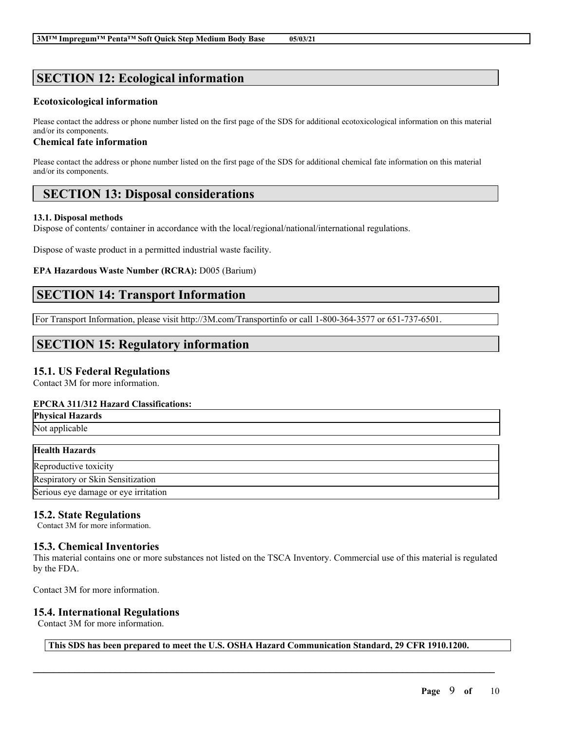## SECTION 12: Ecological information

### Ecotoxicological information

Please contact the address or phone number listed on the first page of the SDS for additional ecotoxicological information on this material and/or its components.

### Chemical fate information

Please contact the address or phone number listed on the first page of the SDS for additional chemical fate information on this material and/or its components.

## SECTION 13: Disposal considerations

**13.1. Disposal methods**

Dispose of contents/ container in accordance with the local/regional/national/international regulations.

Dispose of waste product in a permitted industrial waste facility.

**EPA Hazardous Waste Number (RCRA):** D005 (Barium)

## SECTION 14: Transport Information

For Transport Information, please visit http://3M.com/Transportinfo or call 1-800-364-3577 or 651-737-6501.

## SECTION 15: Regulatory information

### 15.1. US Federal Regulations

Contact 3M for more information.

**EPCRA 311/312 Hazard Classifications:**

| Physical Hazards |
| --- |
| Not applicable |

| Health Hazards |
| --- |
| Reproductive toxicity |
| Respiratory or Skin Sensitization |
| Serious eye damage or eye irritation |

### 15.2. State Regulations

Contact 3M for more information.

### 15.3. Chemical Inventories

This material contains one or more substances not listed on the TSCA Inventory. Commercial use of this material is regulated by the FDA.

Contact 3M for more information.

### 15.4. International Regulations

Contact 3M for more information.

**This SDS has been prepared to meet the U.S. OSHA Hazard Communication Standard, 29 CFR 1910.1200.**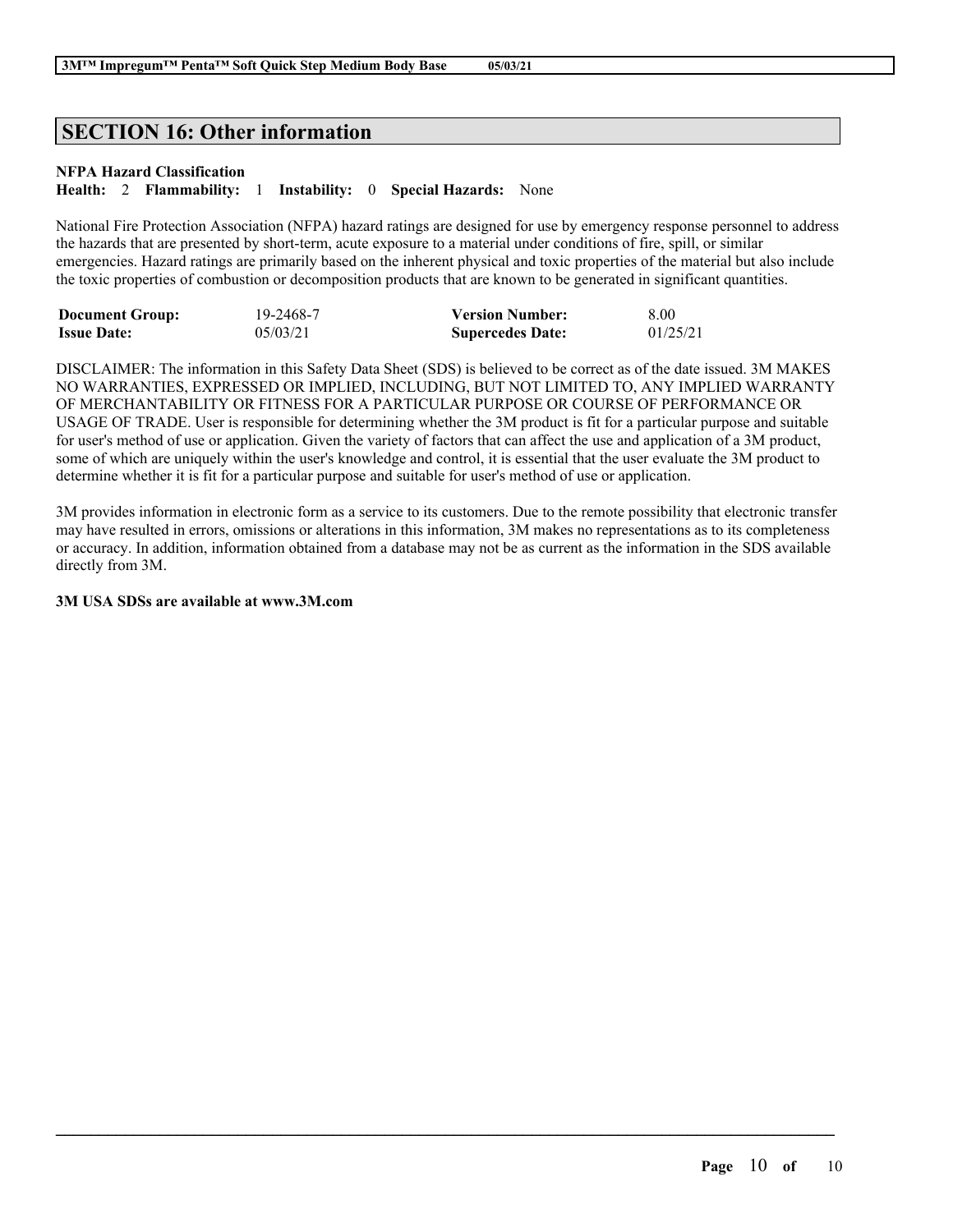## SECTION 16: Other information

**NFPA Hazard Classification**
**Health:** 2 **Flammability:** 1 **Instability:** 0 **Special Hazards:** None

National Fire Protection Association (NFPA) hazard ratings are designed for use by emergency response personnel to address the hazards that are presented by short-term, acute exposure to a material under conditions of fire, spill, or similar emergencies. Hazard ratings are primarily based on the inherent physical and toxic properties of the material but also include the toxic properties of combustion or decomposition products that are known to be generated in significant quantities.

| | | | |
|---|---|---|---|
| **Document Group:** | 19-2468-7 | **Version Number:** | 8.00 |
| **Issue Date:** | 05/03/21 | **Supercedes Date:** | 01/25/21 |

DISCLAIMER: The information in this Safety Data Sheet (SDS) is believed to be correct as of the date issued. 3M MAKES NO WARRANTIES, EXPRESSED OR IMPLIED, INCLUDING, BUT NOT LIMITED TO, ANY IMPLIED WARRANTY OF MERCHANTABILITY OR FITNESS FOR A PARTICULAR PURPOSE OR COURSE OF PERFORMANCE OR USAGE OF TRADE. User is responsible for determining whether the 3M product is fit for a particular purpose and suitable for user's method of use or application. Given the variety of factors that can affect the use and application of a 3M product, some of which are uniquely within the user's knowledge and control, it is essential that the user evaluate the 3M product to determine whether it is fit for a particular purpose and suitable for user's method of use or application.

3M provides information in electronic form as a service to its customers. Due to the remote possibility that electronic transfer may have resulted in errors, omissions or alterations in this information, 3M makes no representations as to its completeness or accuracy. In addition, information obtained from a database may not be as current as the information in the SDS available directly from 3M.

**3M USA SDSs are available at www.3M.com**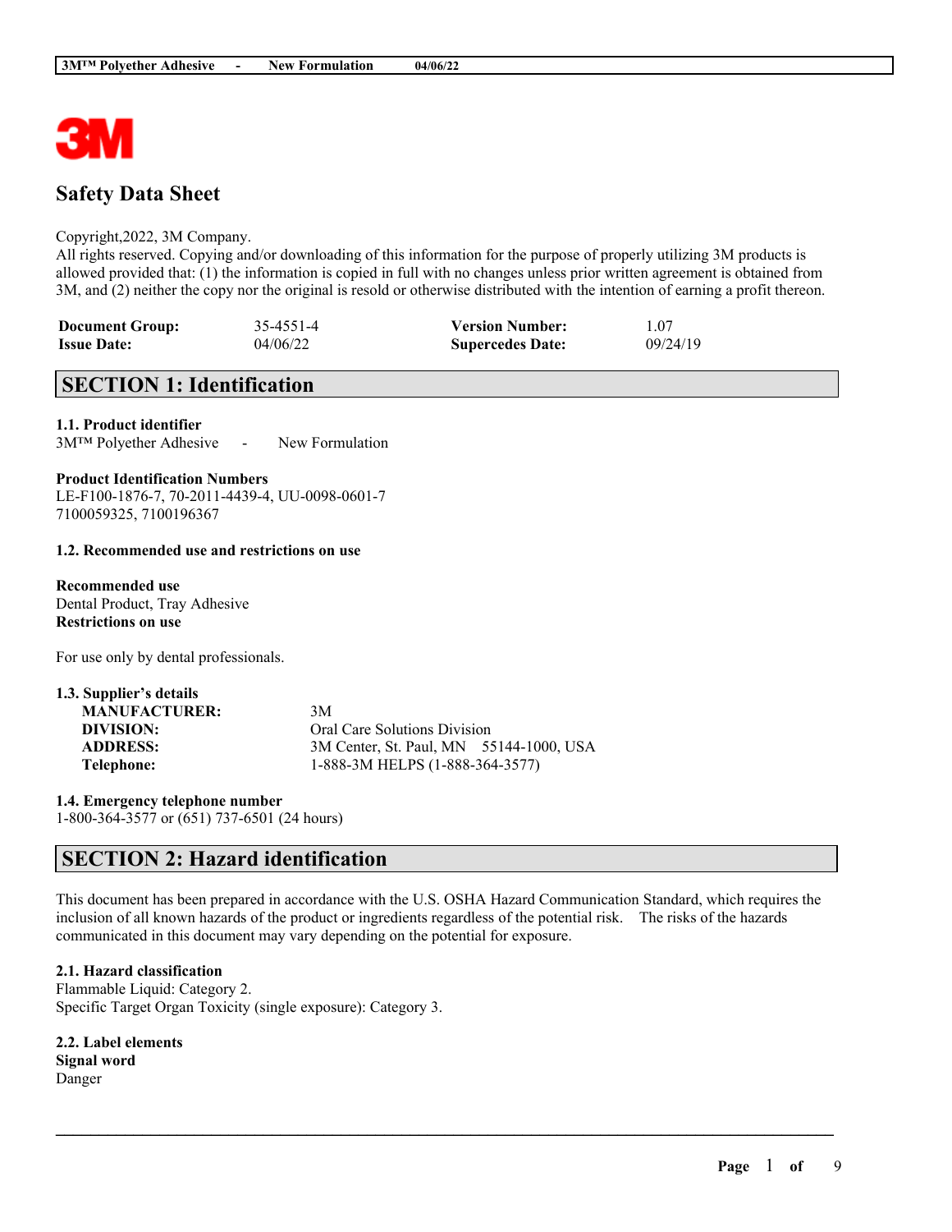3M

# Safety Data Sheet

Copyright,2022, 3M Company.
All rights reserved. Copying and/or downloading of this information for the purpose of properly utilizing 3M products is allowed provided that: (1) the information is copied in full with no changes unless prior written agreement is obtained from 3M, and (2) neither the copy nor the original is resold or otherwise distributed with the intention of earning a profit thereon.

| | | | |
|---|---|---|---|
| **Document Group:** | 35-4551-4 | **Version Number:** | 1.07 |
| **Issue Date:** | 04/06/22 | **Supercedes Date:** | 09/24/19 |

## SECTION 1: Identification

**1.1. Product identifier**
3M™ Polyether Adhesive - New Formulation

**Product Identification Numbers**
LE-F100-1876-7, 70-2011-4439-4, UU-0098-0601-7
7100059325, 7100196367

**1.2. Recommended use and restrictions on use**

**Recommended use**
Dental Product, Tray Adhesive
**Restrictions on use**

For use only by dental professionals.

**1.3. Supplier's details**

| | |
|---|---|
| **MANUFACTURER:** | 3M |
| **DIVISION:** | Oral Care Solutions Division |
| **ADDRESS:** | 3M Center, St. Paul, MN 55144-1000, USA |
| **Telephone:** | 1-888-3M HELPS (1-888-364-3577) |

**1.4. Emergency telephone number**
1-800-364-3577 or (651) 737-6501 (24 hours)

## SECTION 2: Hazard identification

This document has been prepared in accordance with the U.S. OSHA Hazard Communication Standard, which requires the inclusion of all known hazards of the product or ingredients regardless of the potential risk. The risks of the hazards communicated in this document may vary depending on the potential for exposure.

**2.1. Hazard classification**
Flammable Liquid: Category 2.
Specific Target Organ Toxicity (single exposure): Category 3.

**2.2. Label elements**
**Signal word**
Danger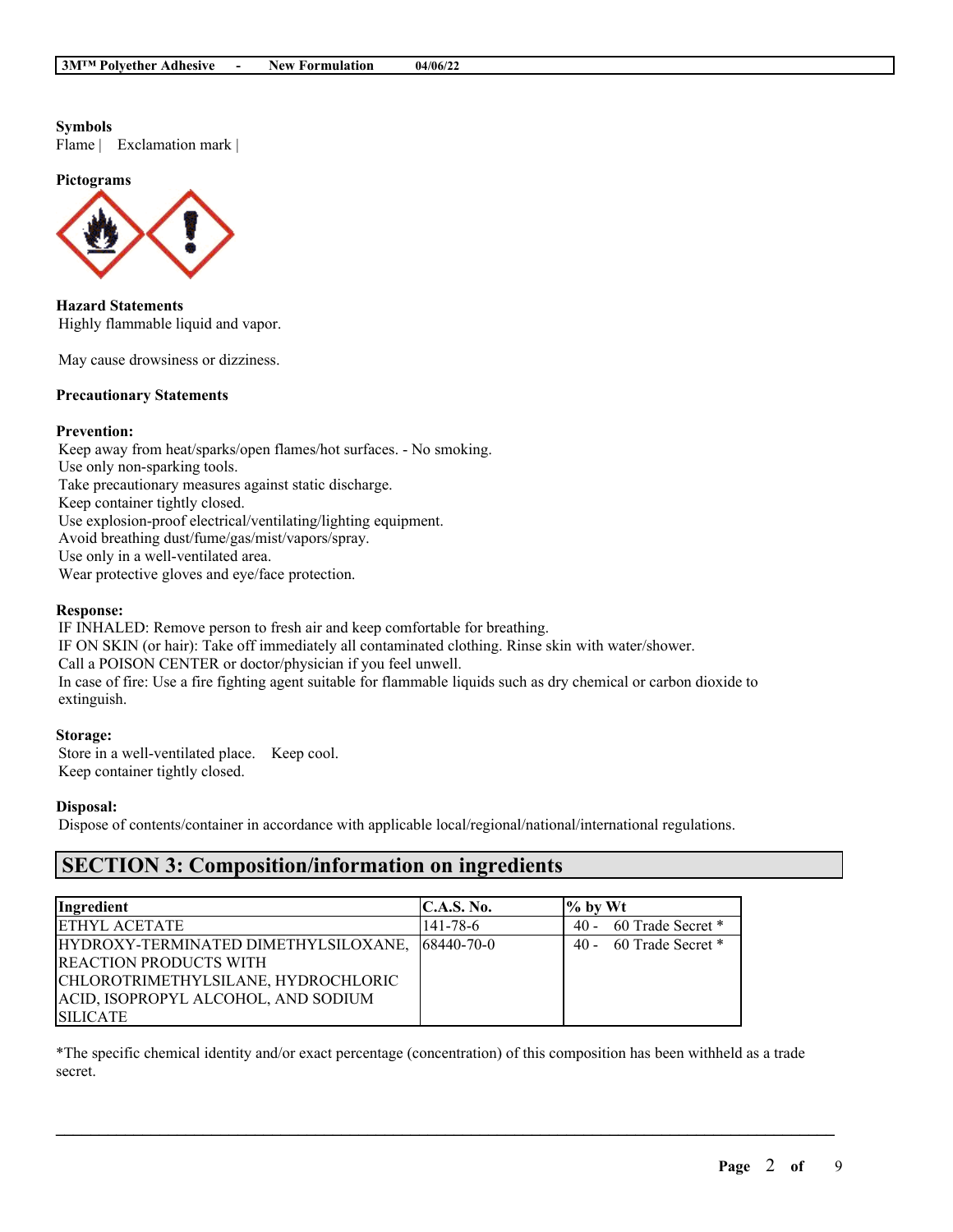**Symbols**

Flame | Exclamation mark |

**Pictograms**

**Hazard Statements**

Highly flammable liquid and vapor.

May cause drowsiness or dizziness.

**Precautionary Statements**

**Prevention:**

Keep away from heat/sparks/open flames/hot surfaces. - No smoking.
Use only non-sparking tools.
Take precautionary measures against static discharge.
Keep container tightly closed.
Use explosion-proof electrical/ventilating/lighting equipment.
Avoid breathing dust/fume/gas/mist/vapors/spray.
Use only in a well-ventilated area.
Wear protective gloves and eye/face protection.

**Response:**

IF INHALED: Remove person to fresh air and keep comfortable for breathing.
IF ON SKIN (or hair): Take off immediately all contaminated clothing. Rinse skin with water/shower.
Call a POISON CENTER or doctor/physician if you feel unwell.
In case of fire: Use a fire fighting agent suitable for flammable liquids such as dry chemical or carbon dioxide to extinguish.

**Storage:**

Store in a well-ventilated place. Keep cool.
Keep container tightly closed.

**Disposal:**

Dispose of contents/container in accordance with applicable local/regional/national/international regulations.

## SECTION 3: Composition/information on ingredients

| Ingredient | C.A.S. No. | % by Wt |
| --- | --- | --- |
| ETHYL ACETATE | 141-78-6 | 40 - 60 Trade Secret * |
| HYDROXY-TERMINATED DIMETHYLSILOXANE, REACTION PRODUCTS WITH CHLOROTRIMETHYLSILANE, HYDROCHLORIC ACID, ISOPROPYL ALCOHOL, AND SODIUM SILICATE | 68440-70-0 | 40 - 60 Trade Secret * |

*The specific chemical identity and/or exact percentage (concentration) of this composition has been withheld as a trade secret.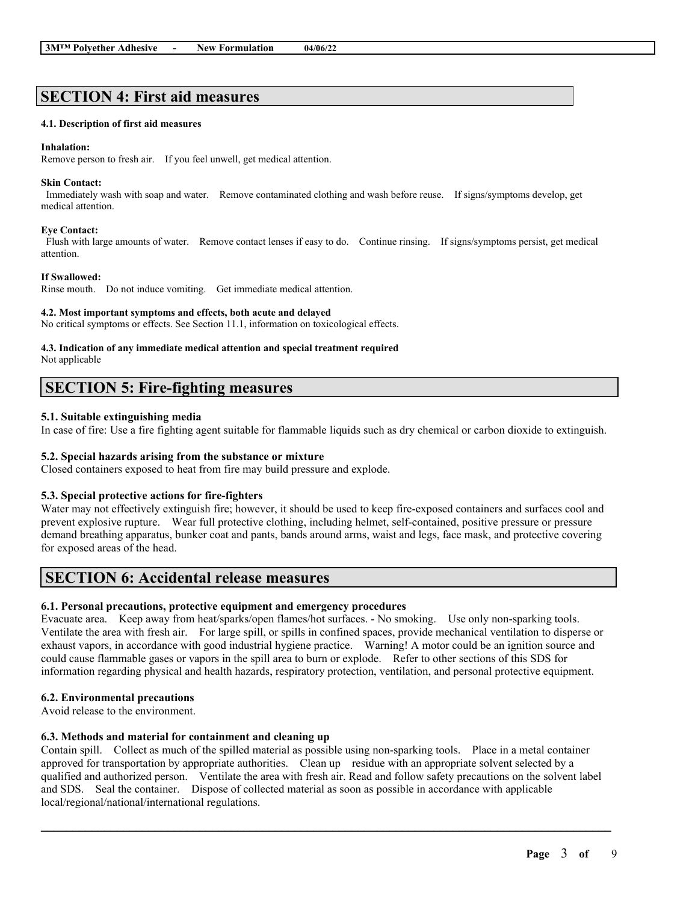## SECTION 4: First aid measures

### 4.1. Description of first aid measures

**Inhalation:**
Remove person to fresh air. If you feel unwell, get medical attention.

**Skin Contact:**
Immediately wash with soap and water. Remove contaminated clothing and wash before reuse. If signs/symptoms develop, get medical attention.

**Eye Contact:**
Flush with large amounts of water. Remove contact lenses if easy to do. Continue rinsing. If signs/symptoms persist, get medical attention.

**If Swallowed:**
Rinse mouth. Do not induce vomiting. Get immediate medical attention.

### 4.2. Most important symptoms and effects, both acute and delayed

No critical symptoms or effects. See Section 11.1, information on toxicological effects.

### 4.3. Indication of any immediate medical attention and special treatment required

Not applicable

## SECTION 5: Fire-fighting measures

### 5.1. Suitable extinguishing media

In case of fire: Use a fire fighting agent suitable for flammable liquids such as dry chemical or carbon dioxide to extinguish.

### 5.2. Special hazards arising from the substance or mixture

Closed containers exposed to heat from fire may build pressure and explode.

### 5.3. Special protective actions for fire-fighters

Water may not effectively extinguish fire; however, it should be used to keep fire-exposed containers and surfaces cool and prevent explosive rupture. Wear full protective clothing, including helmet, self-contained, positive pressure or pressure demand breathing apparatus, bunker coat and pants, bands around arms, waist and legs, face mask, and protective covering for exposed areas of the head.

## SECTION 6: Accidental release measures

### 6.1. Personal precautions, protective equipment and emergency procedures

Evacuate area. Keep away from heat/sparks/open flames/hot surfaces. - No smoking. Use only non-sparking tools. Ventilate the area with fresh air. For large spill, or spills in confined spaces, provide mechanical ventilation to disperse or exhaust vapors, in accordance with good industrial hygiene practice. Warning! A motor could be an ignition source and could cause flammable gases or vapors in the spill area to burn or explode. Refer to other sections of this SDS for information regarding physical and health hazards, respiratory protection, ventilation, and personal protective equipment.

### 6.2. Environmental precautions

Avoid release to the environment.

### 6.3. Methods and material for containment and cleaning up

Contain spill. Collect as much of the spilled material as possible using non-sparking tools. Place in a metal container approved for transportation by appropriate authorities. Clean up residue with an appropriate solvent selected by a qualified and authorized person. Ventilate the area with fresh air. Read and follow safety precautions on the solvent label and SDS. Seal the container. Dispose of collected material as soon as possible in accordance with applicable local/regional/national/international regulations.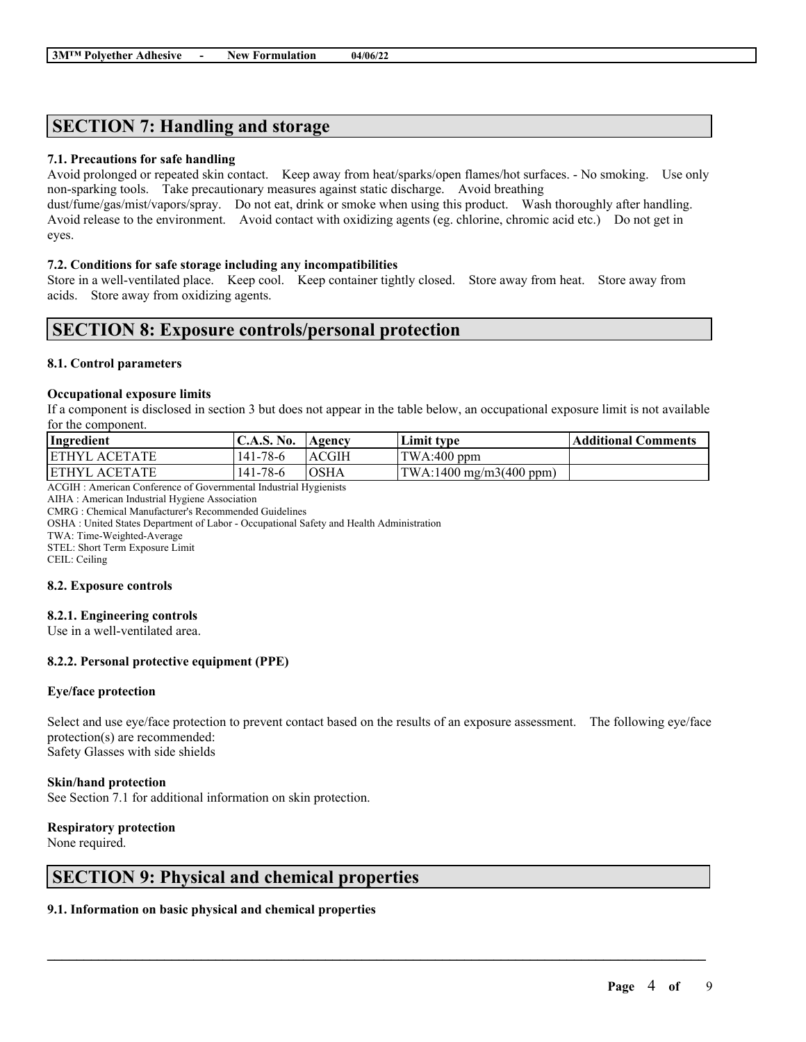## SECTION 7: Handling and storage

### 7.1. Precautions for safe handling

Avoid prolonged or repeated skin contact. Keep away from heat/sparks/open flames/hot surfaces. - No smoking. Use only non-sparking tools. Take precautionary measures against static discharge. Avoid breathing dust/fume/gas/mist/vapors/spray. Do not eat, drink or smoke when using this product. Wash thoroughly after handling. Avoid release to the environment. Avoid contact with oxidizing agents (eg. chlorine, chromic acid etc.) Do not get in eyes.

### 7.2. Conditions for safe storage including any incompatibilities

Store in a well-ventilated place. Keep cool. Keep container tightly closed. Store away from heat. Store away from acids. Store away from oxidizing agents.

## SECTION 8: Exposure controls/personal protection

### 8.1. Control parameters

**Occupational exposure limits**

If a component is disclosed in section 3 but does not appear in the table below, an occupational exposure limit is not available for the component.

| Ingredient | C.A.S. No. | Agency | Limit type | Additional Comments |
|---|---|---|---|---|
| ETHYL ACETATE | 141-78-6 | ACGIH | TWA:400 ppm | |
| ETHYL ACETATE | 141-78-6 | OSHA | TWA:1400 mg/m3(400 ppm) | |

ACGIH : American Conference of Governmental Industrial Hygienists
AIHA : American Industrial Hygiene Association
CMRG : Chemical Manufacturer's Recommended Guidelines
OSHA : United States Department of Labor - Occupational Safety and Health Administration
TWA: Time-Weighted-Average
STEL: Short Term Exposure Limit
CEIL: Ceiling

### 8.2. Exposure controls

#### 8.2.1. Engineering controls

Use in a well-ventilated area.

#### 8.2.2. Personal protective equipment (PPE)

**Eye/face protection**

Select and use eye/face protection to prevent contact based on the results of an exposure assessment. The following eye/face protection(s) are recommended:
Safety Glasses with side shields

**Skin/hand protection**

See Section 7.1 for additional information on skin protection.

**Respiratory protection**

None required.

## SECTION 9: Physical and chemical properties

### 9.1. Information on basic physical and chemical properties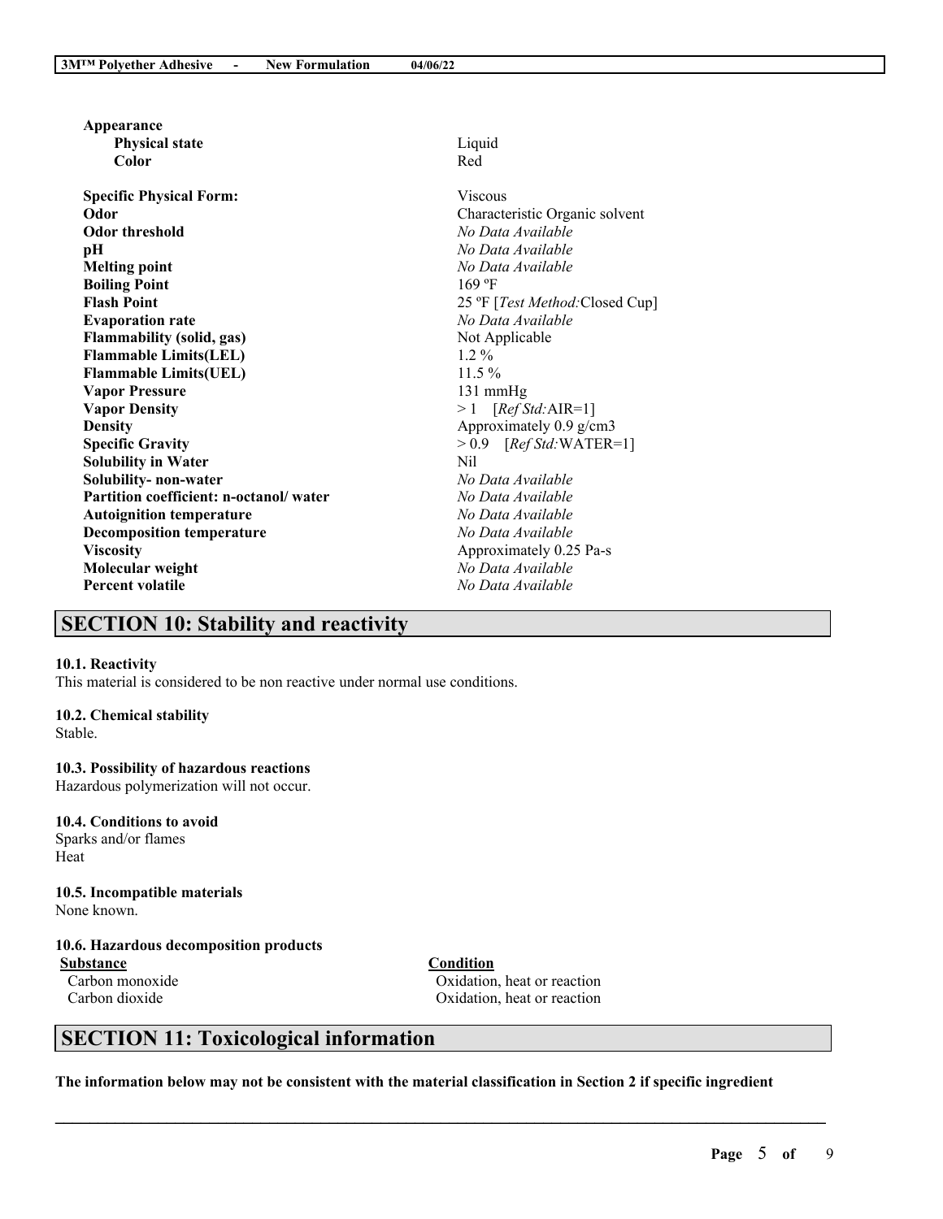**Appearance**

| | |
|---|---|
| **Physical state** | Liquid |
| **Color** | Red |
| **Specific Physical Form:** | Viscous |
| **Odor** | Characteristic Organic solvent |
| **Odor threshold** | *No Data Available* |
| **pH** | *No Data Available* |
| **Melting point** | *No Data Available* |
| **Boiling Point** | 169 ºF |
| **Flash Point** | 25 ºF [*Test Method:*Closed Cup] |
| **Evaporation rate** | *No Data Available* |
| **Flammability (solid, gas)** | Not Applicable |
| **Flammable Limits(LEL)** | 1.2 % |
| **Flammable Limits(UEL)** | 11.5 % |
| **Vapor Pressure** | 131 mmHg |
| **Vapor Density** | > 1 [*Ref Std:*AIR=1] |
| **Density** | Approximately 0.9 g/cm3 |
| **Specific Gravity** | > 0.9 [*Ref Std:*WATER=1] |
| **Solubility in Water** | Nil |
| **Solubility- non-water** | *No Data Available* |
| **Partition coefficient: n-octanol/ water** | *No Data Available* |
| **Autoignition temperature** | *No Data Available* |
| **Decomposition temperature** | *No Data Available* |
| **Viscosity** | Approximately 0.25 Pa-s |
| **Molecular weight** | *No Data Available* |
| **Percent volatile** | *No Data Available* |

## SECTION 10: Stability and reactivity

### 10.1. Reactivity
This material is considered to be non reactive under normal use conditions.

### 10.2. Chemical stability
Stable.

### 10.3. Possibility of hazardous reactions
Hazardous polymerization will not occur.

### 10.4. Conditions to avoid
Sparks and/or flames
Heat

### 10.5. Incompatible materials
None known.

### 10.6. Hazardous decomposition products

| Substance | Condition |
|---|---|
| Carbon monoxide | Oxidation, heat or reaction |
| Carbon dioxide | Oxidation, heat or reaction |

## SECTION 11: Toxicological information

**The information below may not be consistent with the material classification in Section 2 if specific ingredient**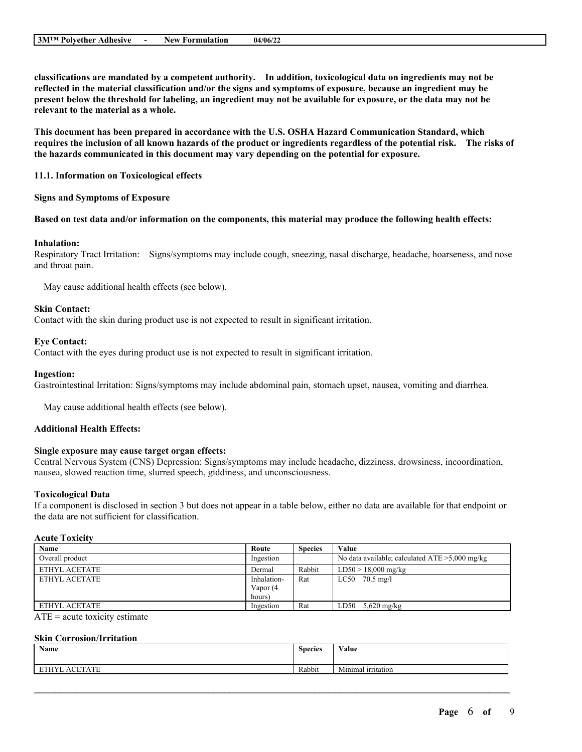**classifications are mandated by a competent authority. In addition, toxicological data on ingredients may not be reflected in the material classification and/or the signs and symptoms of exposure, because an ingredient may be present below the threshold for labeling, an ingredient may not be available for exposure, or the data may not be relevant to the material as a whole.**

**This document has been prepared in accordance with the U.S. OSHA Hazard Communication Standard, which requires the inclusion of all known hazards of the product or ingredients regardless of the potential risk. The risks of the hazards communicated in this document may vary depending on the potential for exposure.**

**11.1. Information on Toxicological effects**

**Signs and Symptoms of Exposure**

**Based on test data and/or information on the components, this material may produce the following health effects:**

**Inhalation:**
Respiratory Tract Irritation: Signs/symptoms may include cough, sneezing, nasal discharge, headache, hoarseness, and nose and throat pain.

May cause additional health effects (see below).

**Skin Contact:**
Contact with the skin during product use is not expected to result in significant irritation.

**Eye Contact:**
Contact with the eyes during product use is not expected to result in significant irritation.

**Ingestion:**
Gastrointestinal Irritation: Signs/symptoms may include abdominal pain, stomach upset, nausea, vomiting and diarrhea.

May cause additional health effects (see below).

**Additional Health Effects:**

**Single exposure may cause target organ effects:**
Central Nervous System (CNS) Depression: Signs/symptoms may include headache, dizziness, drowsiness, incoordination, nausea, slowed reaction time, slurred speech, giddiness, and unconsciousness.

**Toxicological Data**
If a component is disclosed in section 3 but does not appear in a table below, either no data are available for that endpoint or the data are not sufficient for classification.

**Acute Toxicity**

| Name | Route | Species | Value |
|---|---|---|---|
| Overall product | Ingestion | | No data available; calculated ATE >5,000 mg/kg |
| ETHYL ACETATE | Dermal | Rabbit | LD50 > 18,000 mg/kg |
| ETHYL ACETATE | Inhalation-Vapor (4 hours) | Rat | LC50 70.5 mg/l |
| ETHYL ACETATE | Ingestion | Rat | LD50 5,620 mg/kg |

ATE = acute toxicity estimate

**Skin Corrosion/Irritation**

| Name | Species | Value |
|---|---|---|
| ETHYL ACETATE | Rabbit | Minimal irritation |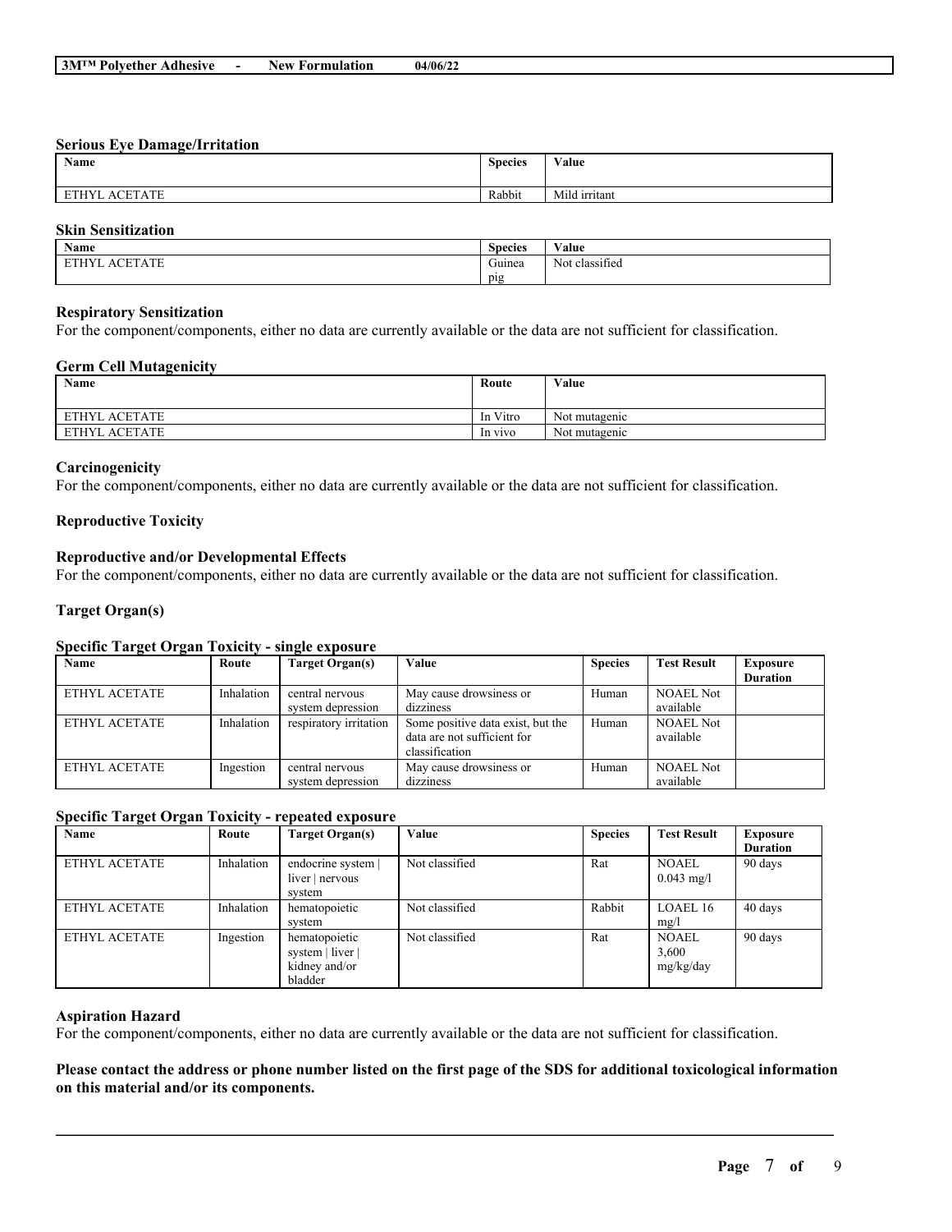### Serious Eye Damage/Irritation

| Name | Species | Value |
|---|---|---|
| ETHYL ACETATE | Rabbit | Mild irritant |

### Skin Sensitization

| Name | Species | Value |
|---|---|---|
| ETHYL ACETATE | Guinea pig | Not classified |

### Respiratory Sensitization

For the component/components, either no data are currently available or the data are not sufficient for classification.

### Germ Cell Mutagenicity

| Name | Route | Value |
|---|---|---|
| ETHYL ACETATE | In Vitro | Not mutagenic |
| ETHYL ACETATE | In vivo | Not mutagenic |

### Carcinogenicity

For the component/components, either no data are currently available or the data are not sufficient for classification.

### Reproductive Toxicity

### Reproductive and/or Developmental Effects

For the component/components, either no data are currently available or the data are not sufficient for classification.

### Target Organ(s)

### Specific Target Organ Toxicity - single exposure

| Name | Route | Target Organ(s) | Value | Species | Test Result | Exposure Duration |
|---|---|---|---|---|---|---|
| ETHYL ACETATE | Inhalation | central nervous system depression | May cause drowsiness or dizziness | Human | NOAEL Not available | |
| ETHYL ACETATE | Inhalation | respiratory irritation | Some positive data exist, but the data are not sufficient for classification | Human | NOAEL Not available | |
| ETHYL ACETATE | Ingestion | central nervous system depression | May cause drowsiness or dizziness | Human | NOAEL Not available | |

### Specific Target Organ Toxicity - repeated exposure

| Name | Route | Target Organ(s) | Value | Species | Test Result | Exposure Duration |
|---|---|---|---|---|---|---|
| ETHYL ACETATE | Inhalation | endocrine system \| liver \| nervous system | Not classified | Rat | NOAEL 0.043 mg/l | 90 days |
| ETHYL ACETATE | Inhalation | hematopoietic system | Not classified | Rabbit | LOAEL 16 mg/l | 40 days |
| ETHYL ACETATE | Ingestion | hematopoietic system \| liver \| kidney and/or bladder | Not classified | Rat | NOAEL 3,600 mg/kg/day | 90 days |

### Aspiration Hazard

For the component/components, either no data are currently available or the data are not sufficient for classification.

**Please contact the address or phone number listed on the first page of the SDS for additional toxicological information on this material and/or its components.**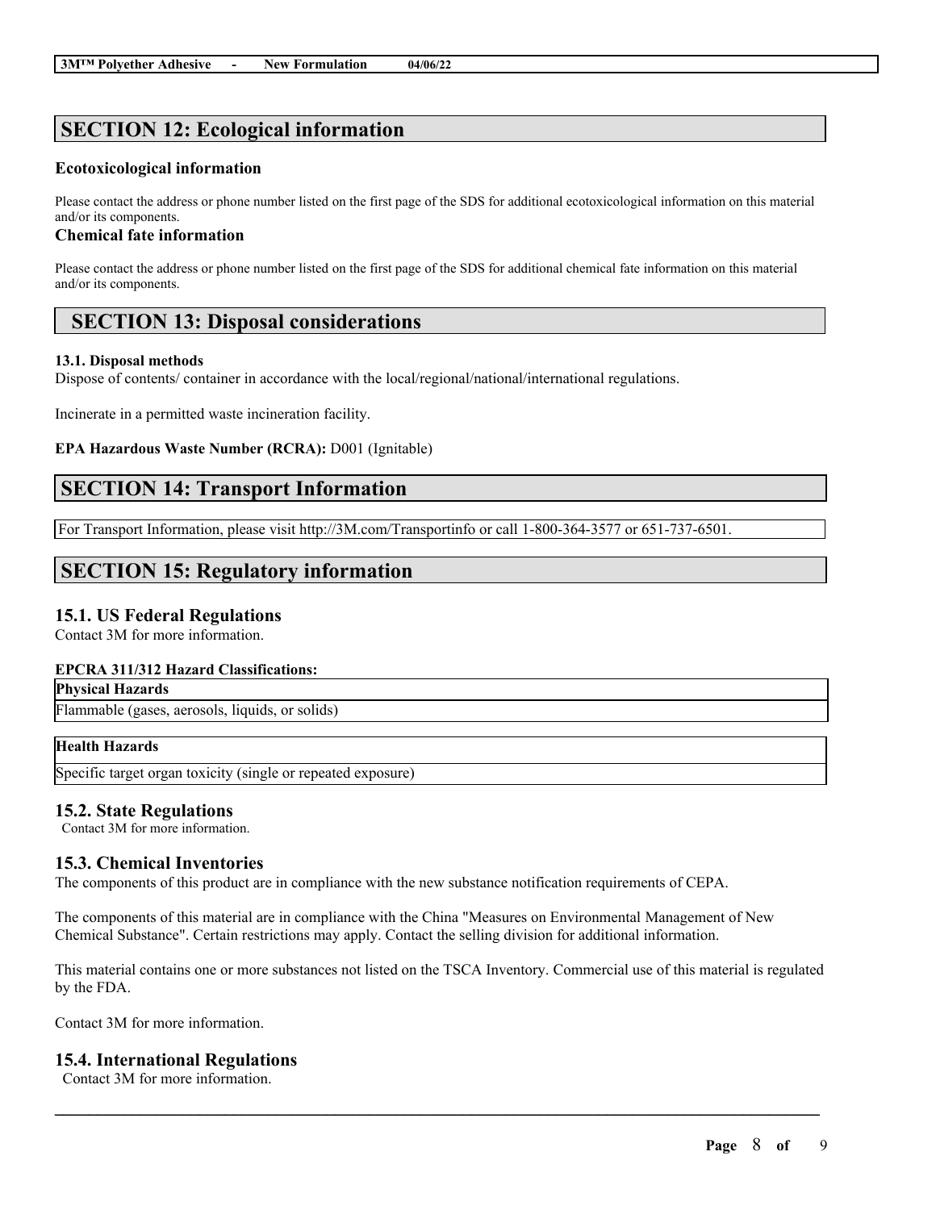## SECTION 12: Ecological information

### Ecotoxicological information

Please contact the address or phone number listed on the first page of the SDS for additional ecotoxicological information on this material and/or its components.

### Chemical fate information

Please contact the address or phone number listed on the first page of the SDS for additional chemical fate information on this material and/or its components.

## SECTION 13: Disposal considerations

**13.1. Disposal methods**

Dispose of contents/ container in accordance with the local/regional/national/international regulations.

Incinerate in a permitted waste incineration facility.

**EPA Hazardous Waste Number (RCRA):** D001 (Ignitable)

## SECTION 14: Transport Information

For Transport Information, please visit http://3M.com/Transportinfo or call 1-800-364-3577 or 651-737-6501.

## SECTION 15: Regulatory information

### 15.1. US Federal Regulations

Contact 3M for more information.

**EPCRA 311/312 Hazard Classifications:**

| Physical Hazards |
| --- |
| Flammable (gases, aerosols, liquids, or solids) |

| Health Hazards |
| --- |
| Specific target organ toxicity (single or repeated exposure) |

### 15.2. State Regulations

Contact 3M for more information.

### 15.3. Chemical Inventories

The components of this product are in compliance with the new substance notification requirements of CEPA.

The components of this material are in compliance with the China "Measures on Environmental Management of New Chemical Substance". Certain restrictions may apply. Contact the selling division for additional information.

This material contains one or more substances not listed on the TSCA Inventory. Commercial use of this material is regulated by the FDA.

Contact 3M for more information.

### 15.4. International Regulations

Contact 3M for more information.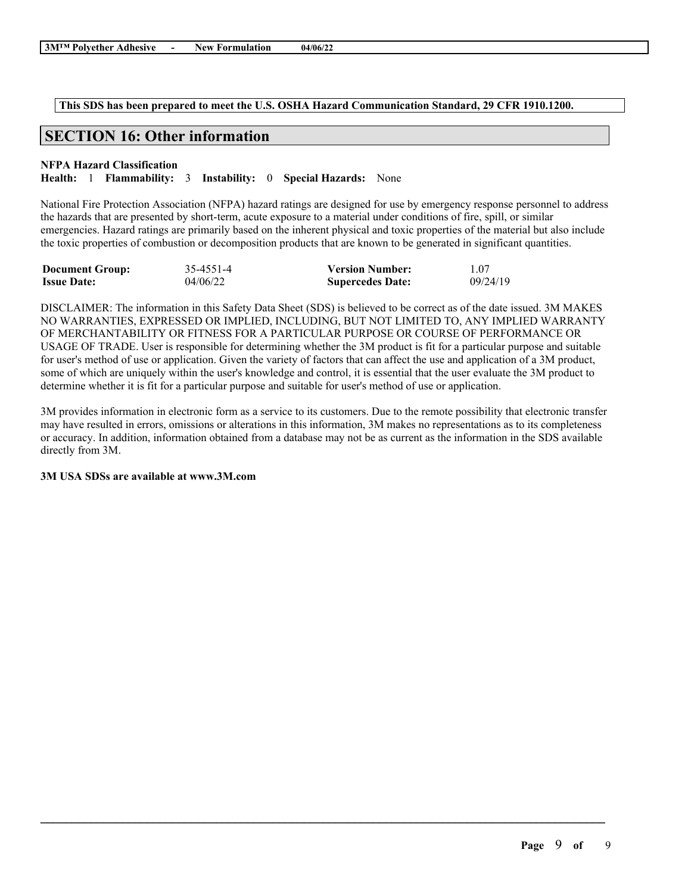**This SDS has been prepared to meet the U.S. OSHA Hazard Communication Standard, 29 CFR 1910.1200.**

## SECTION 16: Other information

**NFPA Hazard Classification**
**Health:** 1 **Flammability:** 3 **Instability:** 0 **Special Hazards:** None

National Fire Protection Association (NFPA) hazard ratings are designed for use by emergency response personnel to address the hazards that are presented by short-term, acute exposure to a material under conditions of fire, spill, or similar emergencies. Hazard ratings are primarily based on the inherent physical and toxic properties of the material but also include the toxic properties of combustion or decomposition products that are known to be generated in significant quantities.

| | | | |
|---|---|---|---|
| **Document Group:** | 35-4551-4 | **Version Number:** | 1.07 |
| **Issue Date:** | 04/06/22 | **Supercedes Date:** | 09/24/19 |

DISCLAIMER: The information in this Safety Data Sheet (SDS) is believed to be correct as of the date issued. 3M MAKES NO WARRANTIES, EXPRESSED OR IMPLIED, INCLUDING, BUT NOT LIMITED TO, ANY IMPLIED WARRANTY OF MERCHANTABILITY OR FITNESS FOR A PARTICULAR PURPOSE OR COURSE OF PERFORMANCE OR USAGE OF TRADE. User is responsible for determining whether the 3M product is fit for a particular purpose and suitable for user's method of use or application. Given the variety of factors that can affect the use and application of a 3M product, some of which are uniquely within the user's knowledge and control, it is essential that the user evaluate the 3M product to determine whether it is fit for a particular purpose and suitable for user's method of use or application.

3M provides information in electronic form as a service to its customers. Due to the remote possibility that electronic transfer may have resulted in errors, omissions or alterations in this information, 3M makes no representations as to its completeness or accuracy. In addition, information obtained from a database may not be as current as the information in the SDS available directly from 3M.

**3M USA SDSs are available at www.3M.com**